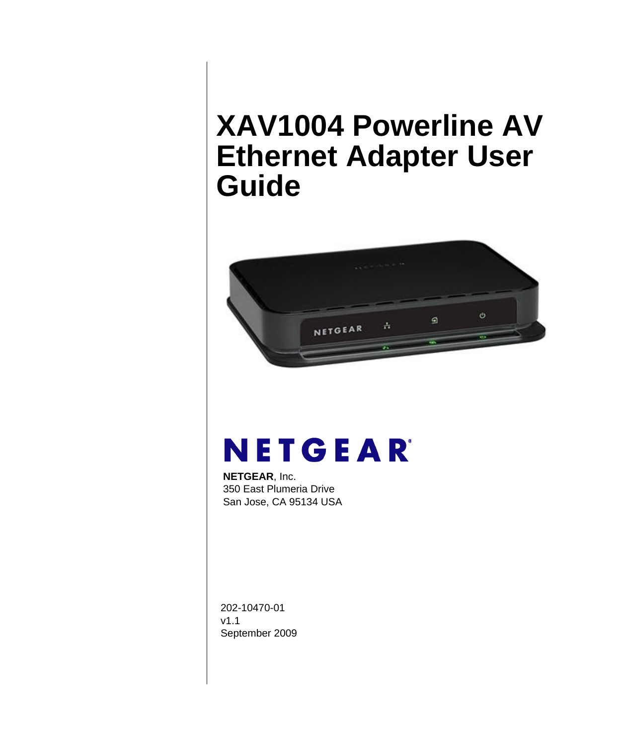# XAV1004 Powerline AV Ethernet Adapter User Guide

**NETGEAR**, Inc.
350 East Plumeria Drive
San Jose, CA 95134 USA

202-10470-01
v1.1
September 2009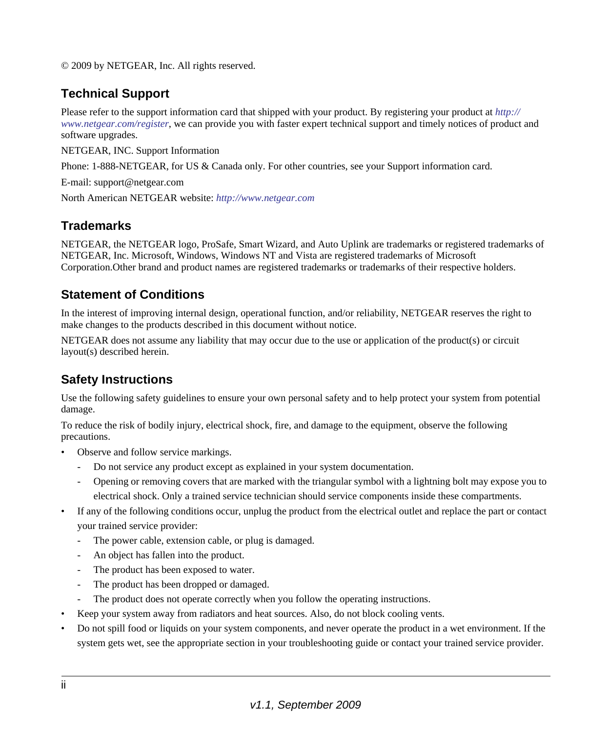© 2009 by NETGEAR, Inc. All rights reserved.

## Technical Support

Please refer to the support information card that shipped with your product. By registering your product at *http://www.netgear.com/register*, we can provide you with faster expert technical support and timely notices of product and software upgrades.

NETGEAR, INC. Support Information

Phone: 1-888-NETGEAR, for US & Canada only. For other countries, see your Support information card.

E-mail: support@netgear.com

North American NETGEAR website: *http://www.netgear.com*

## Trademarks

NETGEAR, the NETGEAR logo, ProSafe, Smart Wizard, and Auto Uplink are trademarks or registered trademarks of NETGEAR, Inc. Microsoft, Windows, Windows NT and Vista are registered trademarks of Microsoft Corporation.Other brand and product names are registered trademarks or trademarks of their respective holders.

## Statement of Conditions

In the interest of improving internal design, operational function, and/or reliability, NETGEAR reserves the right to make changes to the products described in this document without notice.

NETGEAR does not assume any liability that may occur due to the use or application of the product(s) or circuit layout(s) described herein.

## Safety Instructions

Use the following safety guidelines to ensure your own personal safety and to help protect your system from potential damage.

To reduce the risk of bodily injury, electrical shock, fire, and damage to the equipment, observe the following precautions.

- Observe and follow service markings.
  - Do not service any product except as explained in your system documentation.
  - Opening or removing covers that are marked with the triangular symbol with a lightning bolt may expose you to electrical shock. Only a trained service technician should service components inside these compartments.
- If any of the following conditions occur, unplug the product from the electrical outlet and replace the part or contact your trained service provider:
  - The power cable, extension cable, or plug is damaged.
  - An object has fallen into the product.
  - The product has been exposed to water.
  - The product has been dropped or damaged.
  - The product does not operate correctly when you follow the operating instructions.
- Keep your system away from radiators and heat sources. Also, do not block cooling vents.
- Do not spill food or liquids on your system components, and never operate the product in a wet environment. If the system gets wet, see the appropriate section in your troubleshooting guide or contact your trained service provider.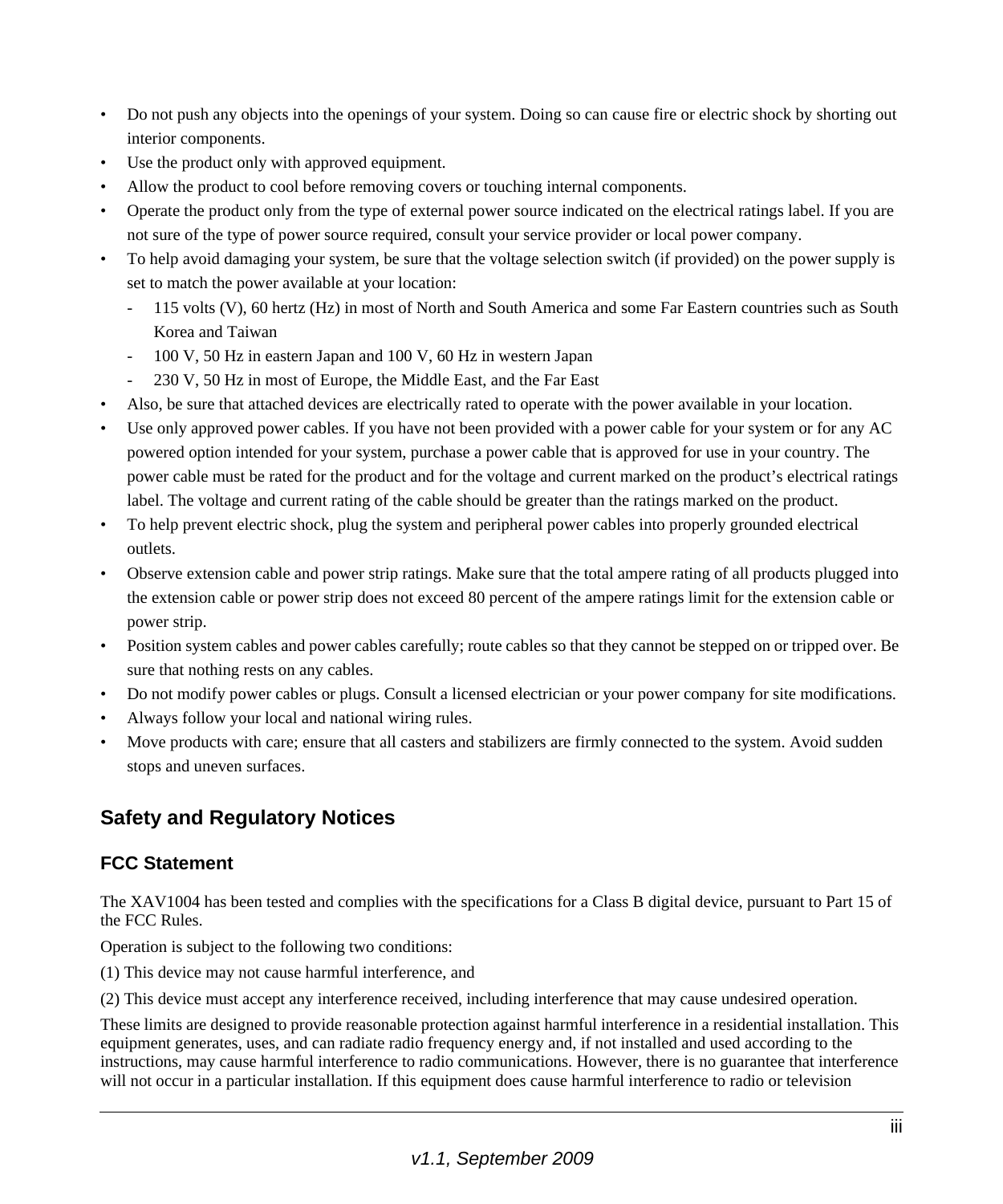- Do not push any objects into the openings of your system. Doing so can cause fire or electric shock by shorting out interior components.
- Use the product only with approved equipment.
- Allow the product to cool before removing covers or touching internal components.
- Operate the product only from the type of external power source indicated on the electrical ratings label. If you are not sure of the type of power source required, consult your service provider or local power company.
- To help avoid damaging your system, be sure that the voltage selection switch (if provided) on the power supply is set to match the power available at your location:
    - 115 volts (V), 60 hertz (Hz) in most of North and South America and some Far Eastern countries such as South Korea and Taiwan
    - 100 V, 50 Hz in eastern Japan and 100 V, 60 Hz in western Japan
    - 230 V, 50 Hz in most of Europe, the Middle East, and the Far East
- Also, be sure that attached devices are electrically rated to operate with the power available in your location.
- Use only approved power cables. If you have not been provided with a power cable for your system or for any AC powered option intended for your system, purchase a power cable that is approved for use in your country. The power cable must be rated for the product and for the voltage and current marked on the product's electrical ratings label. The voltage and current rating of the cable should be greater than the ratings marked on the product.
- To help prevent electric shock, plug the system and peripheral power cables into properly grounded electrical outlets.
- Observe extension cable and power strip ratings. Make sure that the total ampere rating of all products plugged into the extension cable or power strip does not exceed 80 percent of the ampere ratings limit for the extension cable or power strip.
- Position system cables and power cables carefully; route cables so that they cannot be stepped on or tripped over. Be sure that nothing rests on any cables.
- Do not modify power cables or plugs. Consult a licensed electrician or your power company for site modifications.
- Always follow your local and national wiring rules.
- Move products with care; ensure that all casters and stabilizers are firmly connected to the system. Avoid sudden stops and uneven surfaces.

## Safety and Regulatory Notices

### FCC Statement

The XAV1004 has been tested and complies with the specifications for a Class B digital device, pursuant to Part 15 of the FCC Rules.

Operation is subject to the following two conditions:

(1) This device may not cause harmful interference, and

(2) This device must accept any interference received, including interference that may cause undesired operation.

These limits are designed to provide reasonable protection against harmful interference in a residential installation. This equipment generates, uses, and can radiate radio frequency energy and, if not installed and used according to the instructions, may cause harmful interference to radio communications. However, there is no guarantee that interference will not occur in a particular installation. If this equipment does cause harmful interference to radio or television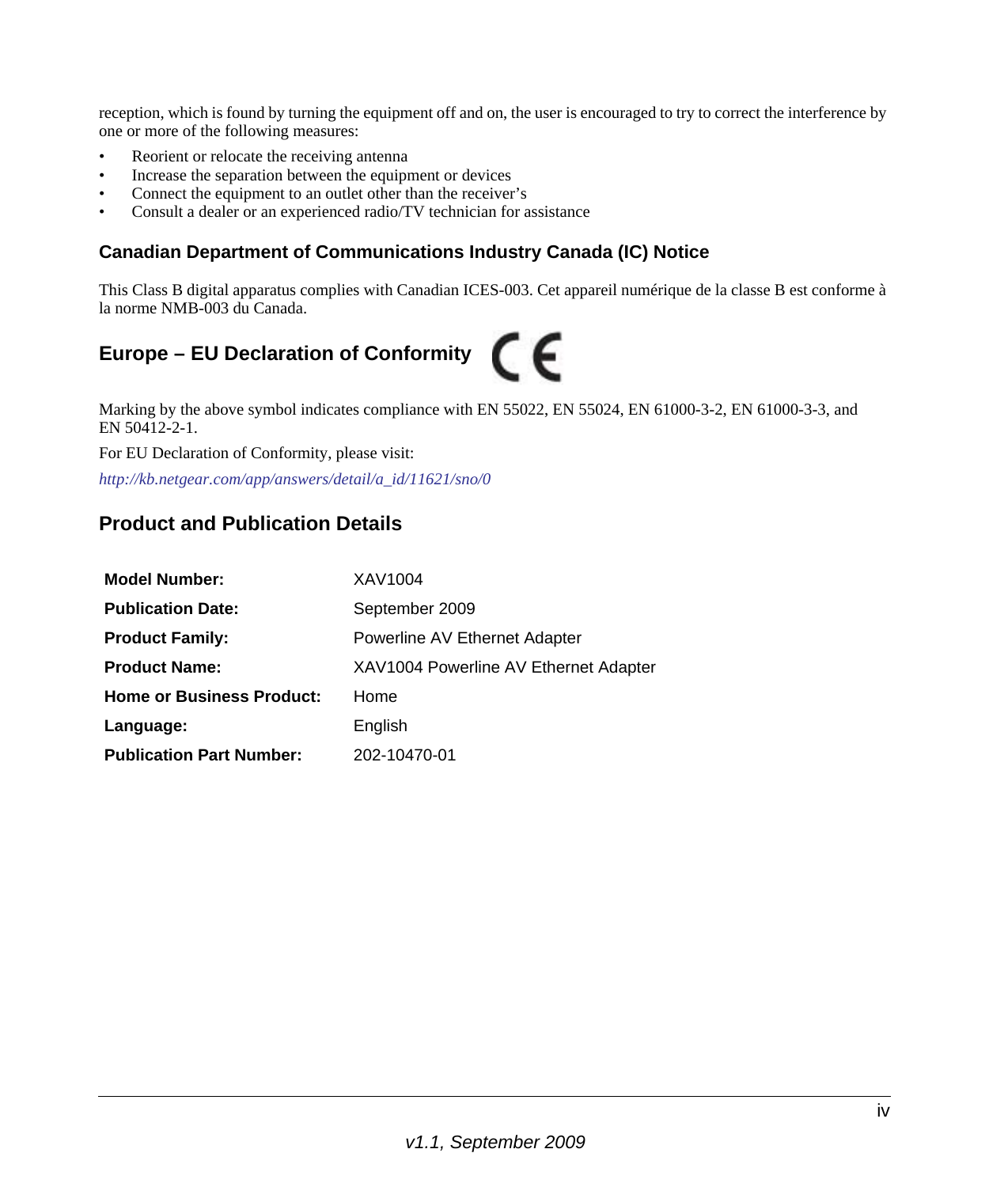reception, which is found by turning the equipment off and on, the user is encouraged to try to correct the interference by one or more of the following measures:

- Reorient or relocate the receiving antenna
- Increase the separation between the equipment or devices
- Connect the equipment to an outlet other than the receiver's
- Consult a dealer or an experienced radio/TV technician for assistance

### Canadian Department of Communications Industry Canada (IC) Notice

This Class B digital apparatus complies with Canadian ICES-003. Cet appareil numérique de la classe B est conforme à la norme NMB-003 du Canada.

### Europe – EU Declaration of Conformity

Marking by the above symbol indicates compliance with EN 55022, EN 55024, EN 61000-3-2, EN 61000-3-3, and EN 50412-2-1.

For EU Declaration of Conformity, please visit:

*http://kb.netgear.com/app/answers/detail/a_id/11621/sno/0*

### Product and Publication Details

| | |
|---|---|
| **Model Number:** | XAV1004 |
| **Publication Date:** | September 2009 |
| **Product Family:** | Powerline AV Ethernet Adapter |
| **Product Name:** | XAV1004 Powerline AV Ethernet Adapter |
| **Home or Business Product:** | Home |
| **Language:** | English |
| **Publication Part Number:** | 202-10470-01 |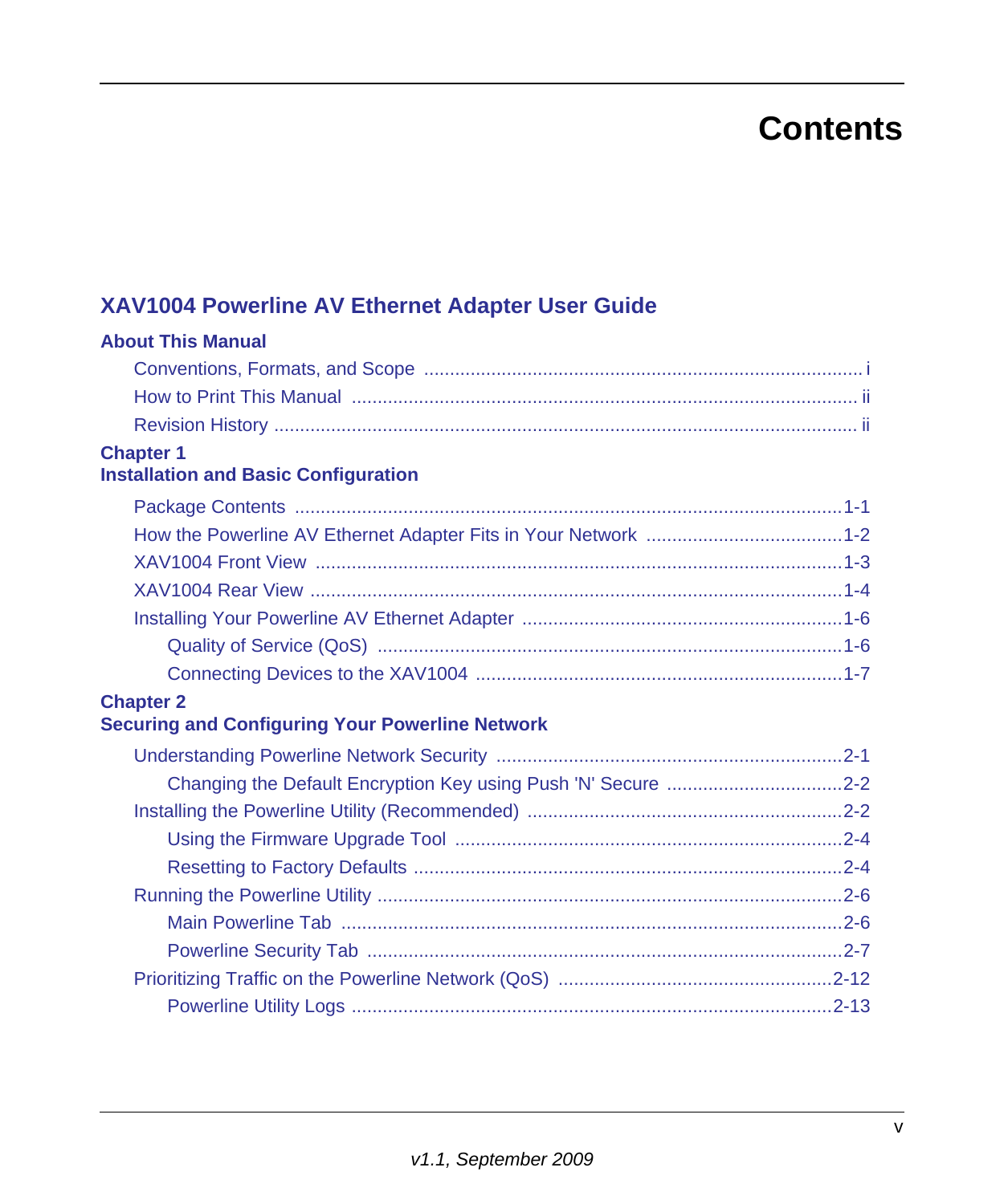# Contents

## XAV1004 Powerline AV Ethernet Adapter User Guide

**About This Manual**

- Conventions, Formats, and Scope ....... i
- How to Print This Manual ....... ii
- Revision History ....... ii

**Chapter 1**
**Installation and Basic Configuration**

- Package Contents ....... 1-1
- How the Powerline AV Ethernet Adapter Fits in Your Network ....... 1-2
- XAV1004 Front View ....... 1-3
- XAV1004 Rear View ....... 1-4
- Installing Your Powerline AV Ethernet Adapter ....... 1-6
  - Quality of Service (QoS) ....... 1-6
  - Connecting Devices to the XAV1004 ....... 1-7

**Chapter 2**
**Securing and Configuring Your Powerline Network**

- Understanding Powerline Network Security ....... 2-1
  - Changing the Default Encryption Key using Push 'N' Secure ....... 2-2
- Installing the Powerline Utility (Recommended) ....... 2-2
  - Using the Firmware Upgrade Tool ....... 2-4
  - Resetting to Factory Defaults ....... 2-4
- Running the Powerline Utility ....... 2-6
  - Main Powerline Tab ....... 2-6
  - Powerline Security Tab ....... 2-7
- Prioritizing Traffic on the Powerline Network (QoS) ....... 2-12
  - Powerline Utility Logs ....... 2-13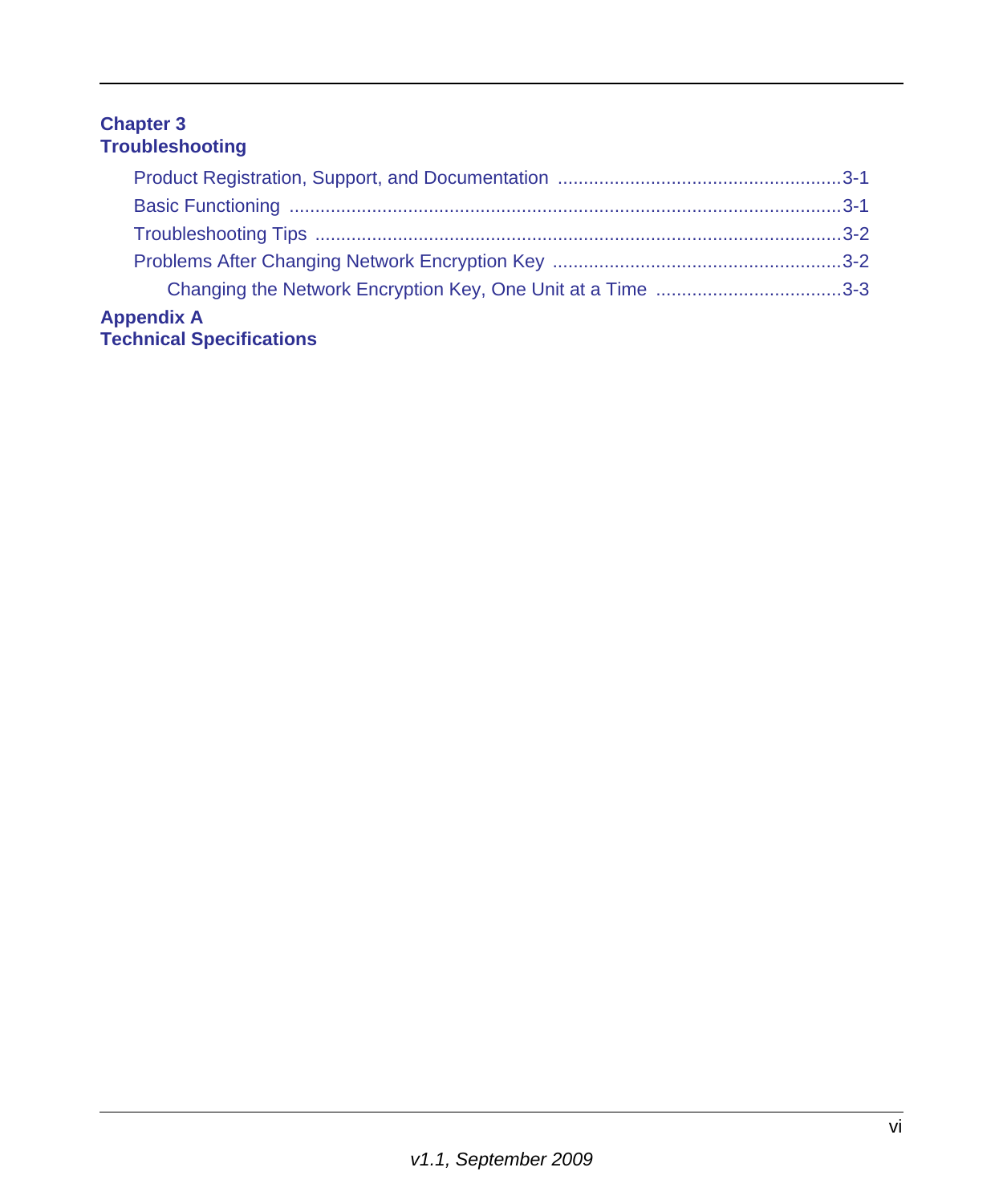**Chapter 3**
**Troubleshooting**

- Product Registration, Support, and Documentation ......................................................3-1
- Basic Functioning ..........................................................................................................3-1
- Troubleshooting Tips .....................................................................................................3-2
- Problems After Changing Network Encryption Key .......................................................3-2
  - Changing the Network Encryption Key, One Unit at a Time ....................................3-3

**Appendix A**
**Technical Specifications**

*v1.1, September 2009*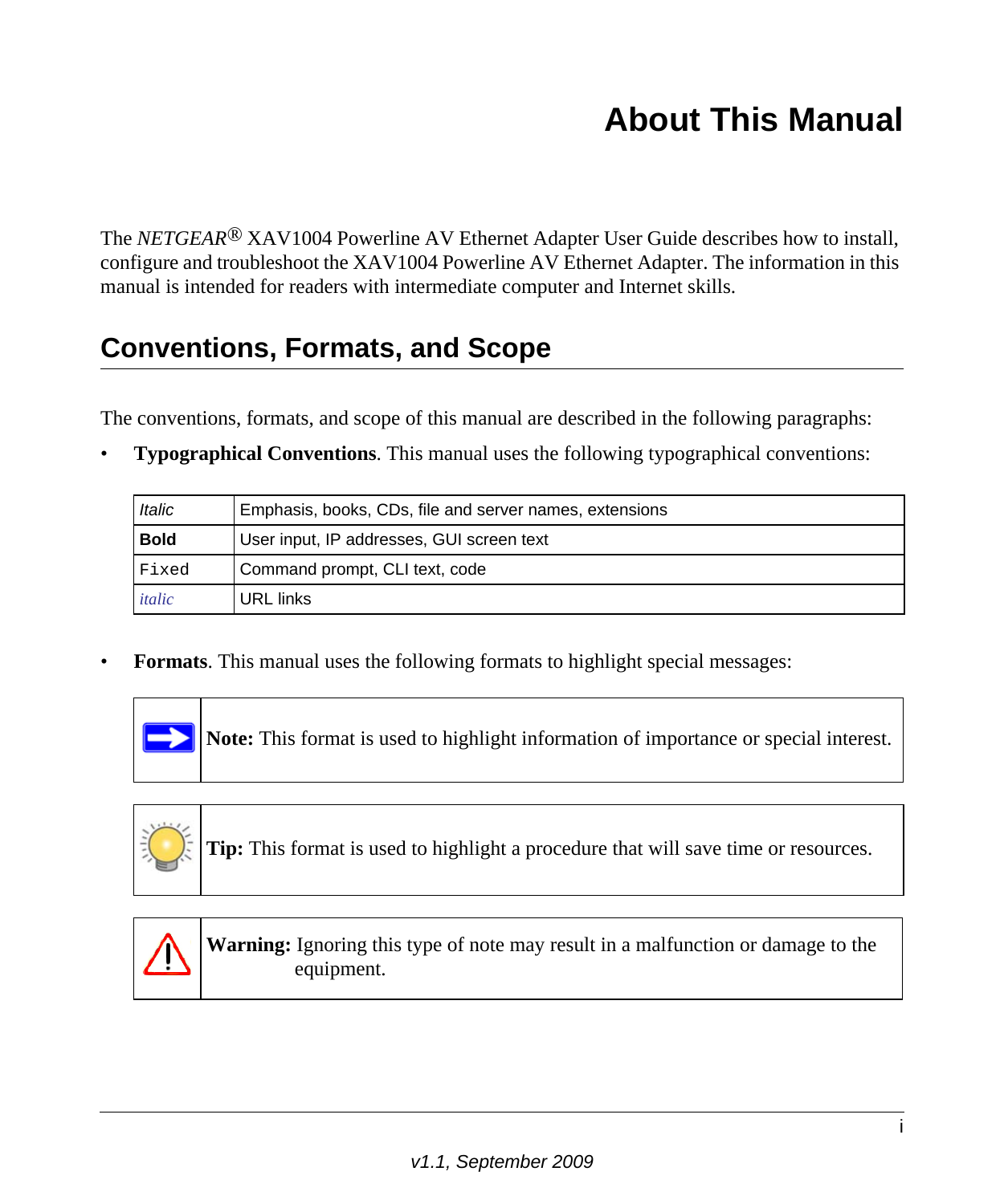# About This Manual

The *NETGEAR*® XAV1004 Powerline AV Ethernet Adapter User Guide describes how to install, configure and troubleshoot the XAV1004 Powerline AV Ethernet Adapter. The information in this manual is intended for readers with intermediate computer and Internet skills.

## Conventions, Formats, and Scope

The conventions, formats, and scope of this manual are described in the following paragraphs:

- **Typographical Conventions**. This manual uses the following typographical conventions:

| *Italic* | Emphasis, books, CDs, file and server names, extensions |
|---|---|
| **Bold** | User input, IP addresses, GUI screen text |
| `Fixed` | Command prompt, CLI text, code |
| *italic* | URL links |

- **Formats**. This manual uses the following formats to highlight special messages:

**Note:** This format is used to highlight information of importance or special interest.

**Tip:** This format is used to highlight a procedure that will save time or resources.

**Warning:** Ignoring this type of note may result in a malfunction or damage to the equipment.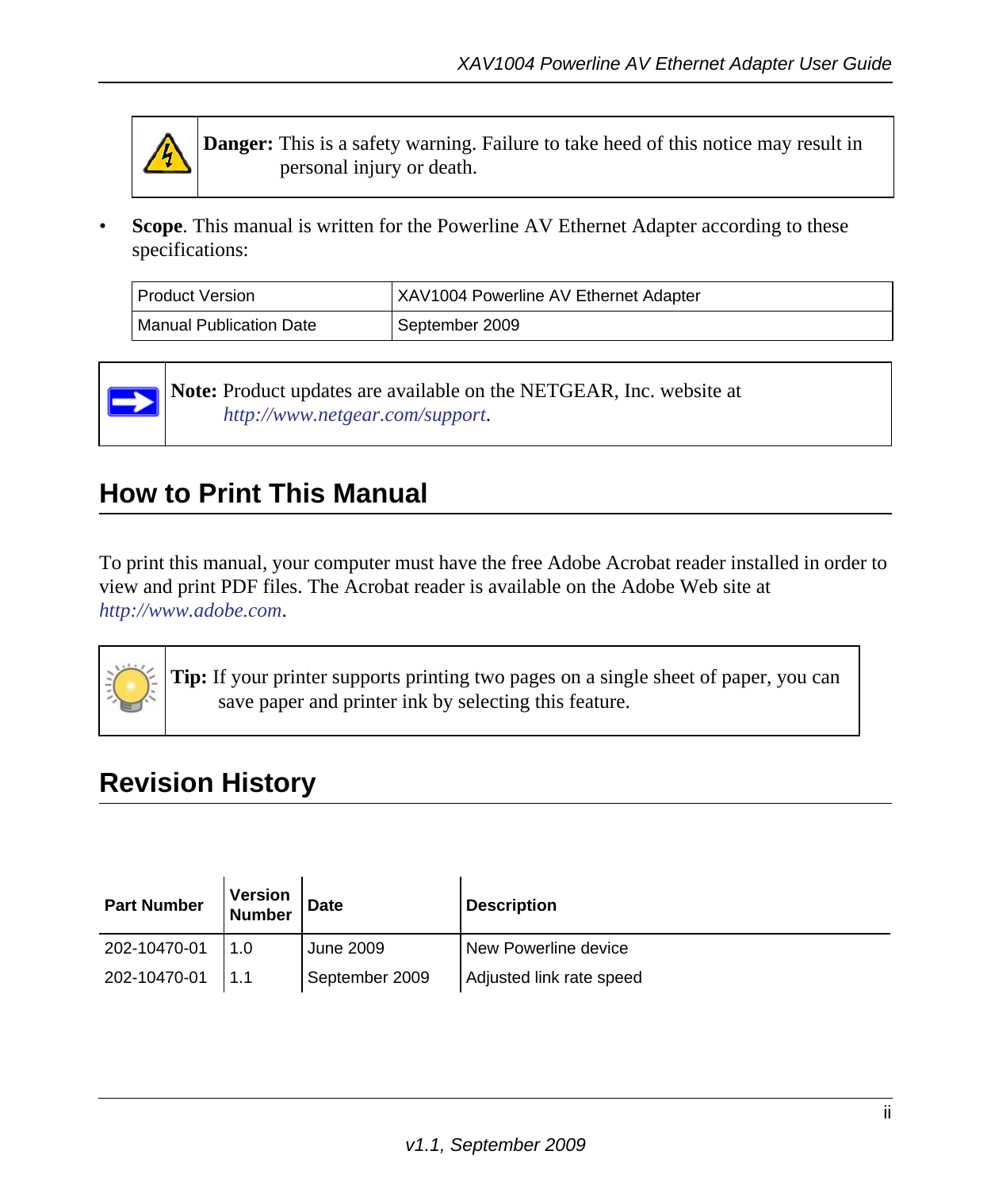**Danger:** This is a safety warning. Failure to take heed of this notice may result in personal injury or death.

- **Scope**. This manual is written for the Powerline AV Ethernet Adapter according to these specifications:

| Product Version | XAV1004 Powerline AV Ethernet Adapter |
|---|---|
| Manual Publication Date | September 2009 |

**Note:** Product updates are available on the NETGEAR, Inc. website at *http://www.netgear.com/support*.

## How to Print This Manual

To print this manual, your computer must have the free Adobe Acrobat reader installed in order to view and print PDF files. The Acrobat reader is available on the Adobe Web site at *http://www.adobe.com*.

**Tip:** If your printer supports printing two pages on a single sheet of paper, you can save paper and printer ink by selecting this feature.

## Revision History

| Part Number | Version Number | Date | Description |
|---|---|---|---|
| 202-10470-01 | 1.0 | June 2009 | New Powerline device |
| 202-10470-01 | 1.1 | September 2009 | Adjusted link rate speed |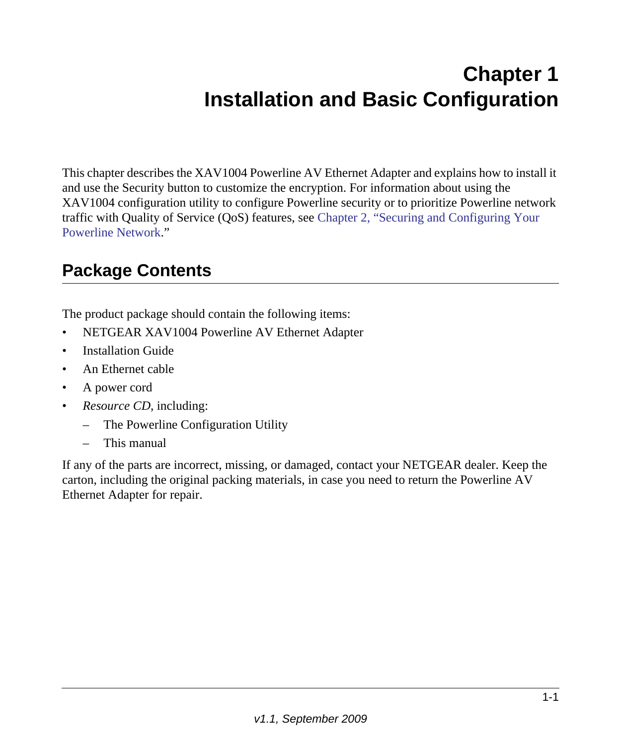# Chapter 1
# Installation and Basic Configuration

This chapter describes the XAV1004 Powerline AV Ethernet Adapter and explains how to install it and use the Security button to customize the encryption. For information about using the XAV1004 configuration utility to configure Powerline security or to prioritize Powerline network traffic with Quality of Service (QoS) features, see Chapter 2, "Securing and Configuring Your Powerline Network."

## Package Contents

The product package should contain the following items:

- NETGEAR XAV1004 Powerline AV Ethernet Adapter
- Installation Guide
- An Ethernet cable
- A power cord
- *Resource CD*, including:
  - The Powerline Configuration Utility
  - This manual

If any of the parts are incorrect, missing, or damaged, contact your NETGEAR dealer. Keep the carton, including the original packing materials, in case you need to return the Powerline AV Ethernet Adapter for repair.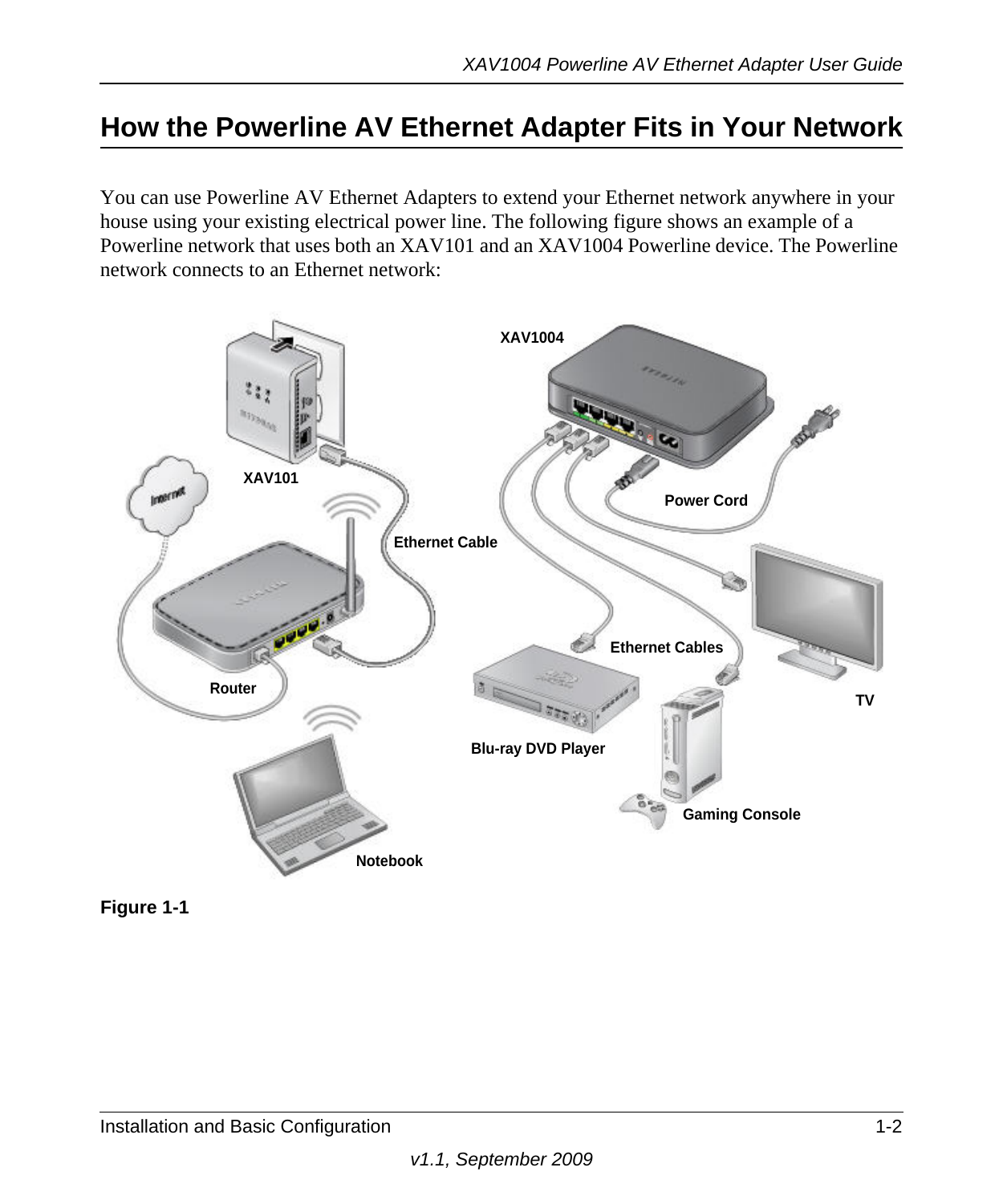## How the Powerline AV Ethernet Adapter Fits in Your Network

You can use Powerline AV Ethernet Adapters to extend your Ethernet network anywhere in your house using your existing electrical power line. The following figure shows an example of a Powerline network that uses both an XAV101 and an XAV1004 Powerline device. The Powerline network connects to an Ethernet network:

**Figure 1-1**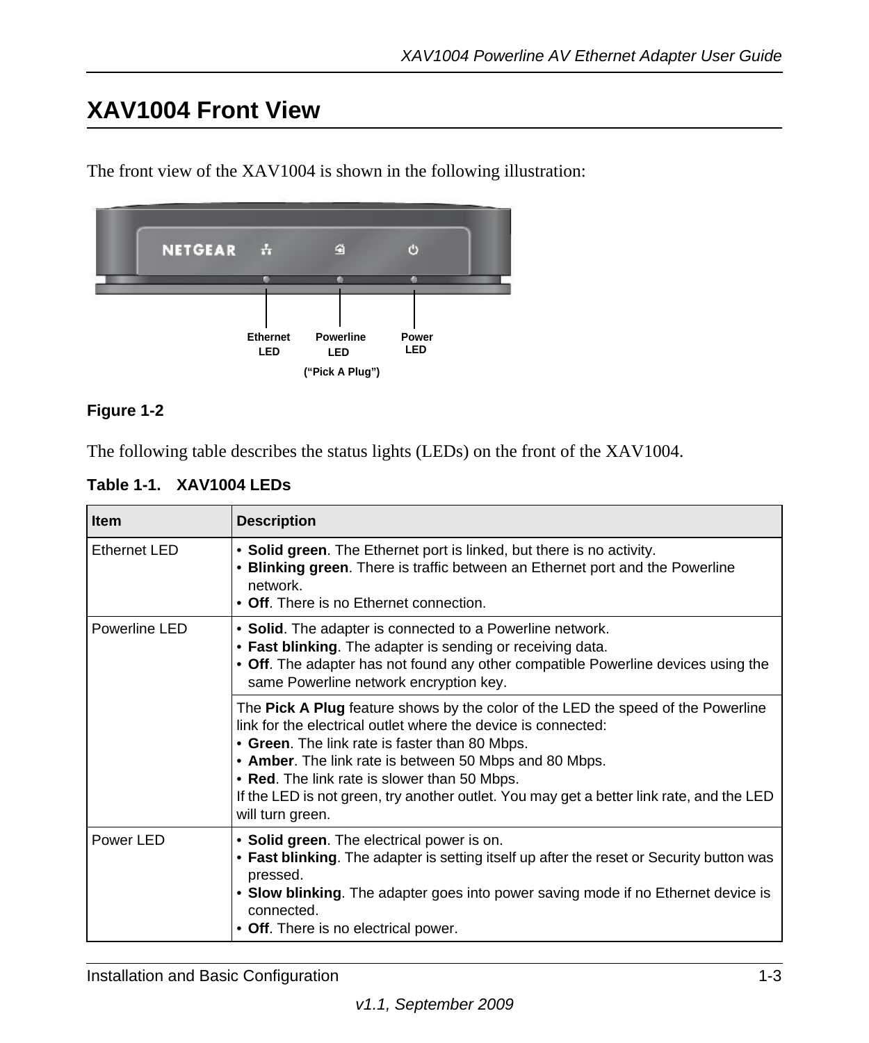# XAV1004 Front View

The front view of the XAV1004 is shown in the following illustration:

Ethernet LED

Powerline LED
("Pick A Plug")

Power LED

**Figure 1-2**

The following table describes the status lights (LEDs) on the front of the XAV1004.

**Table 1-1. XAV1004 LEDs**

| Item | Description |
|---|---|
| Ethernet LED | • **Solid green**. The Ethernet port is linked, but there is no activity.<br>• **Blinking green**. There is traffic between an Ethernet port and the Powerline network.<br>• **Off**. There is no Ethernet connection. |
| Powerline LED | • **Solid**. The adapter is connected to a Powerline network.<br>• **Fast blinking**. The adapter is sending or receiving data.<br>• **Off**. The adapter has not found any other compatible Powerline devices using the same Powerline network encryption key. |
| | The **Pick A Plug** feature shows by the color of the LED the speed of the Powerline link for the electrical outlet where the device is connected:<br>• **Green**. The link rate is faster than 80 Mbps.<br>• **Amber**. The link rate is between 50 Mbps and 80 Mbps.<br>• **Red**. The link rate is slower than 50 Mbps.<br>If the LED is not green, try another outlet. You may get a better link rate, and the LED will turn green. |
| Power LED | • **Solid green**. The electrical power is on.<br>• **Fast blinking**. The adapter is setting itself up after the reset or Security button was pressed.<br>• **Slow blinking**. The adapter goes into power saving mode if no Ethernet device is connected.<br>• **Off**. There is no electrical power. |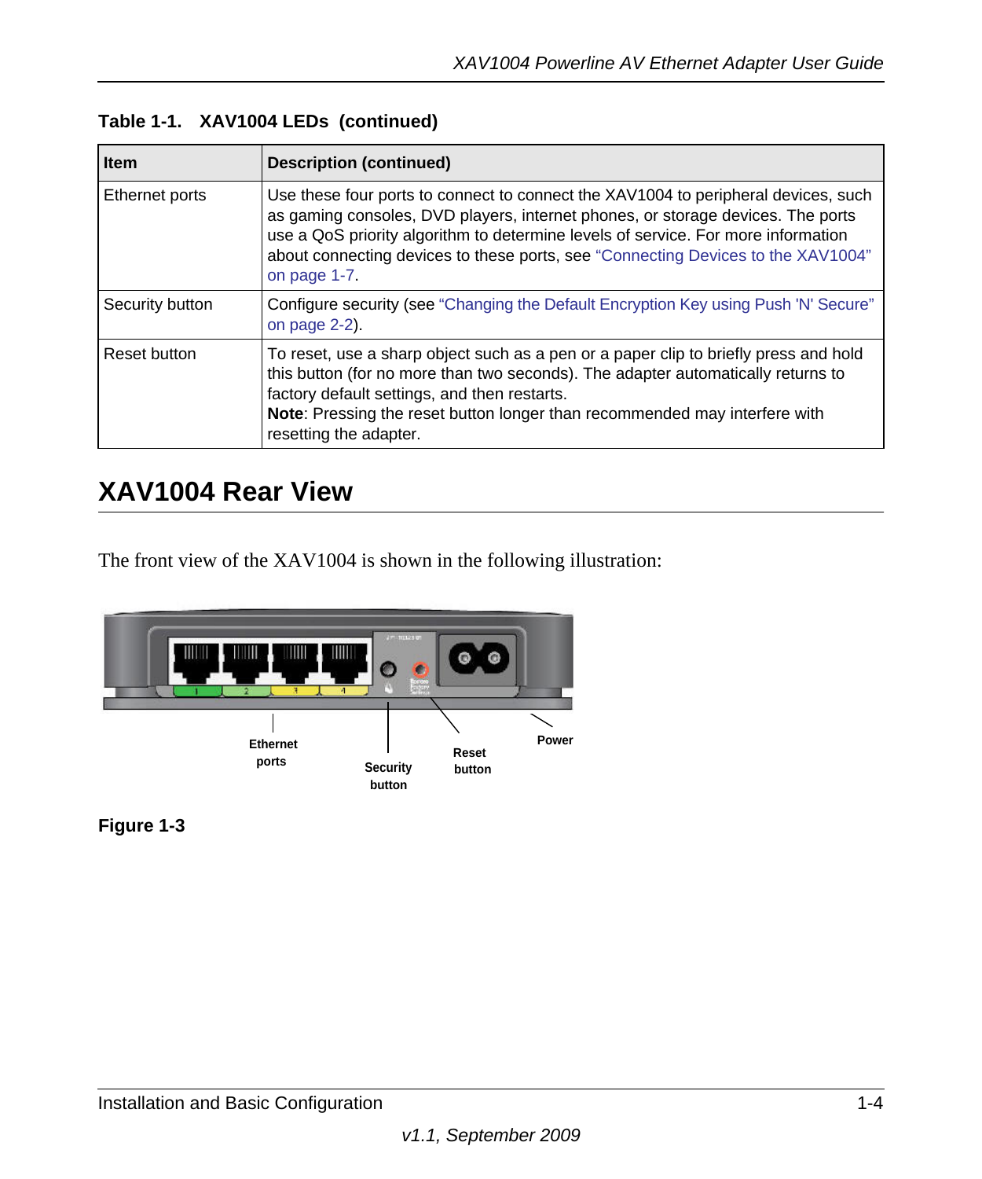**Table 1-1. XAV1004 LEDs (continued)**

| Item | Description (continued) |
|---|---|
| Ethernet ports | Use these four ports to connect to connect the XAV1004 to peripheral devices, such as gaming consoles, DVD players, internet phones, or storage devices. The ports use a QoS priority algorithm to determine levels of service. For more information about connecting devices to these ports, see "Connecting Devices to the XAV1004" on page 1-7. |
| Security button | Configure security (see "Changing the Default Encryption Key using Push 'N' Secure" on page 2-2). |
| Reset button | To reset, use a sharp object such as a pen or a paper clip to briefly press and hold this button (for no more than two seconds). The adapter automatically returns to factory default settings, and then restarts. **Note**: Pressing the reset button longer than recommended may interfere with resetting the adapter. |

## XAV1004 Rear View

The front view of the XAV1004 is shown in the following illustration:

Ethernet ports

Security button

Reset button

Power

**Figure 1-3**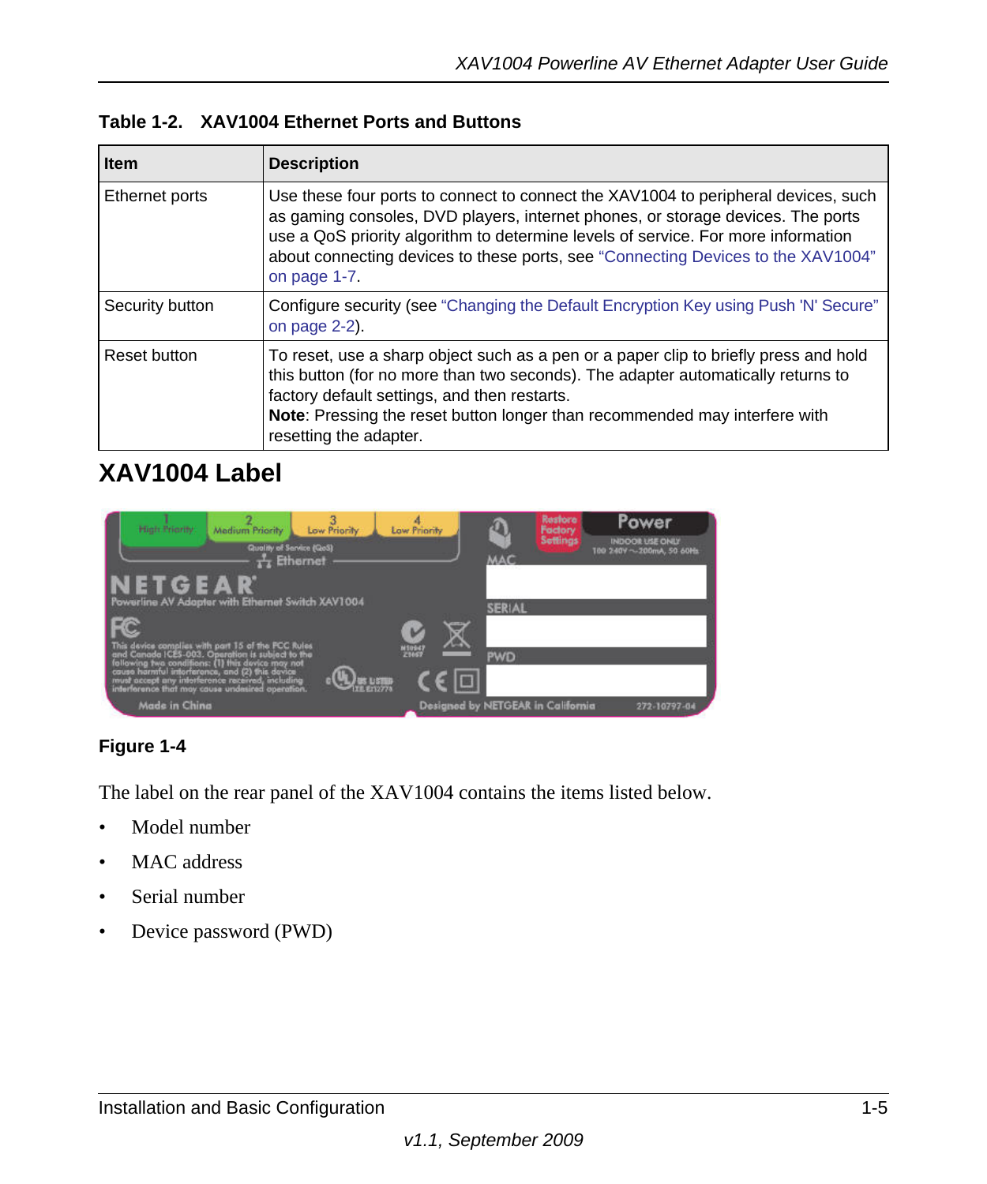**Table 1-2. XAV1004 Ethernet Ports and Buttons**

| Item | Description |
|---|---|
| Ethernet ports | Use these four ports to connect to connect the XAV1004 to peripheral devices, such as gaming consoles, DVD players, internet phones, or storage devices. The ports use a QoS priority algorithm to determine levels of service. For more information about connecting devices to these ports, see "Connecting Devices to the XAV1004" on page 1-7. |
| Security button | Configure security (see "Changing the Default Encryption Key using Push 'N' Secure" on page 2-2). |
| Reset button | To reset, use a sharp object such as a pen or a paper clip to briefly press and hold this button (for no more than two seconds). The adapter automatically returns to factory default settings, and then restarts. **Note**: Pressing the reset button longer than recommended may interfere with resetting the adapter. |

## XAV1004 Label

**Figure 1-4**

The label on the rear panel of the XAV1004 contains the items listed below.

- Model number
- MAC address
- Serial number
- Device password (PWD)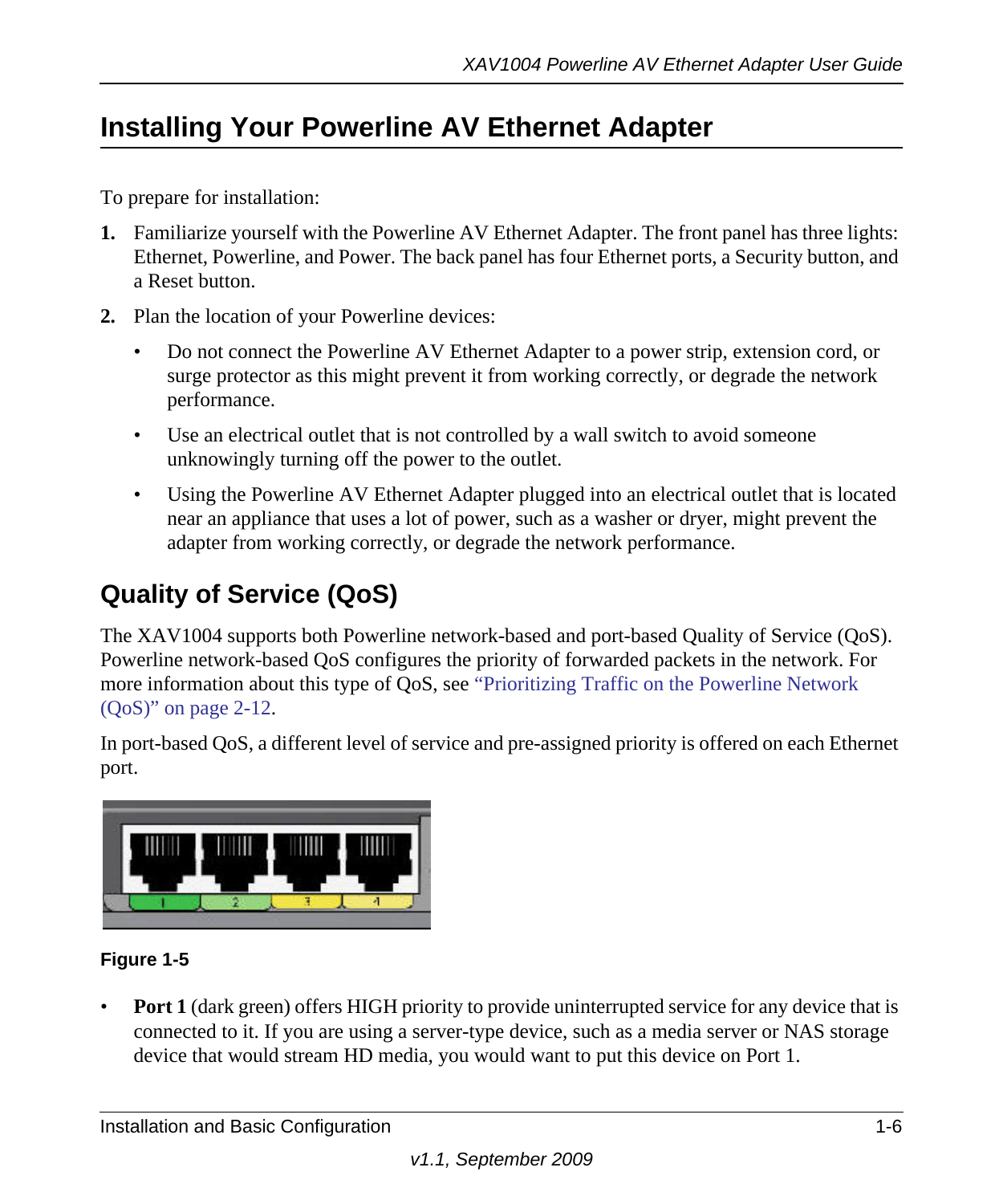## Installing Your Powerline AV Ethernet Adapter

To prepare for installation:

1. Familiarize yourself with the Powerline AV Ethernet Adapter. The front panel has three lights: Ethernet, Powerline, and Power. The back panel has four Ethernet ports, a Security button, and a Reset button.
2. Plan the location of your Powerline devices:
   - Do not connect the Powerline AV Ethernet Adapter to a power strip, extension cord, or surge protector as this might prevent it from working correctly, or degrade the network performance.
   - Use an electrical outlet that is not controlled by a wall switch to avoid someone unknowingly turning off the power to the outlet.
   - Using the Powerline AV Ethernet Adapter plugged into an electrical outlet that is located near an appliance that uses a lot of power, such as a washer or dryer, might prevent the adapter from working correctly, or degrade the network performance.

## Quality of Service (QoS)

The XAV1004 supports both Powerline network-based and port-based Quality of Service (QoS). Powerline network-based QoS configures the priority of forwarded packets in the network. For more information about this type of QoS, see "Prioritizing Traffic on the Powerline Network (QoS)" on page 2-12.

In port-based QoS, a different level of service and pre-assigned priority is offered on each Ethernet port.

**Figure 1-5**

- **Port 1** (dark green) offers HIGH priority to provide uninterrupted service for any device that is connected to it. If you are using a server-type device, such as a media server or NAS storage device that would stream HD media, you would want to put this device on Port 1.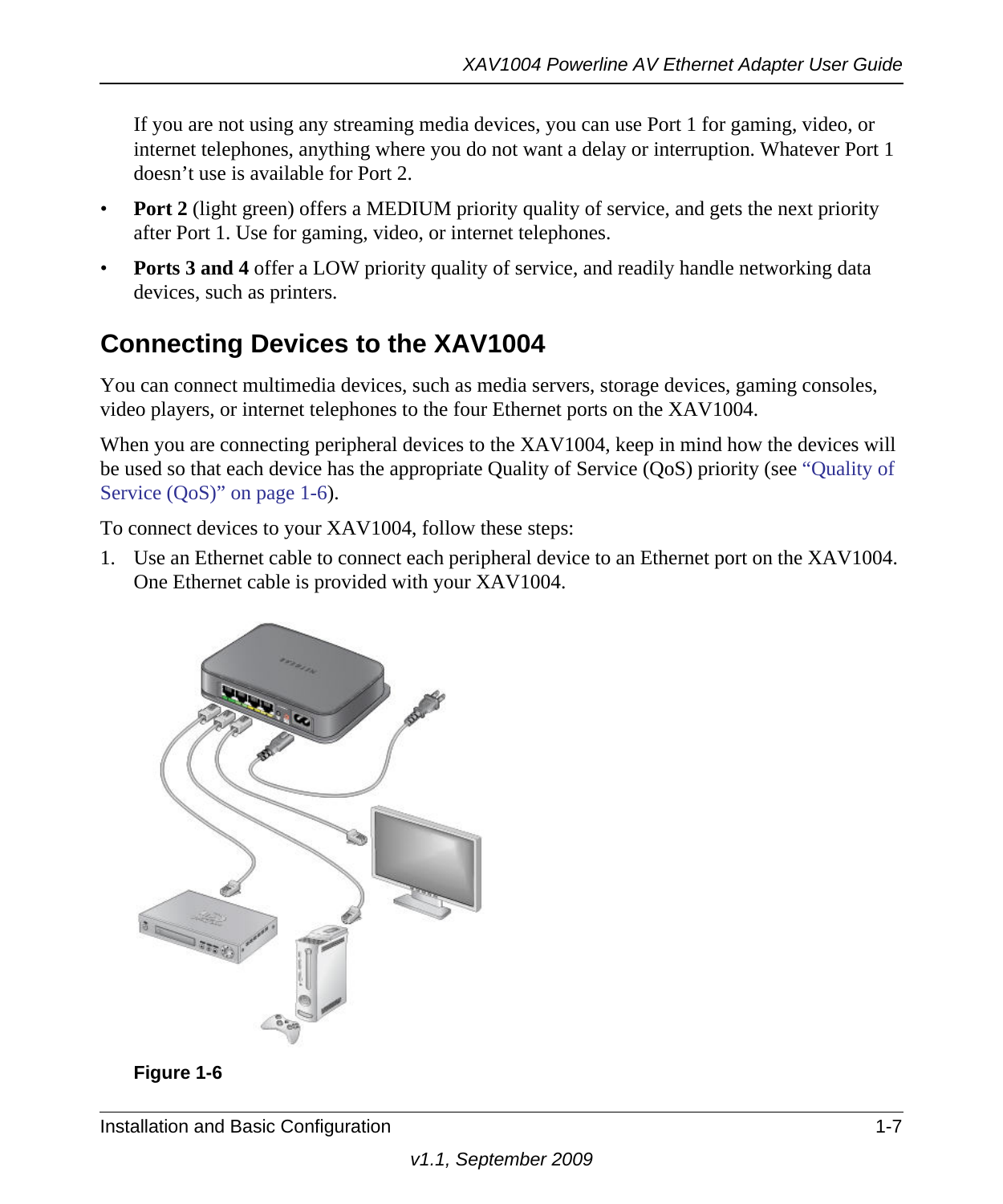If you are not using any streaming media devices, you can use Port 1 for gaming, video, or internet telephones, anything where you do not want a delay or interruption. Whatever Port 1 doesn't use is available for Port 2.

- **Port 2** (light green) offers a MEDIUM priority quality of service, and gets the next priority after Port 1. Use for gaming, video, or internet telephones.
- **Ports 3 and 4** offer a LOW priority quality of service, and readily handle networking data devices, such as printers.

## Connecting Devices to the XAV1004

You can connect multimedia devices, such as media servers, storage devices, gaming consoles, video players, or internet telephones to the four Ethernet ports on the XAV1004.

When you are connecting peripheral devices to the XAV1004, keep in mind how the devices will be used so that each device has the appropriate Quality of Service (QoS) priority (see "Quality of Service (QoS)" on page 1-6).

To connect devices to your XAV1004, follow these steps:

1. Use an Ethernet cable to connect each peripheral device to an Ethernet port on the XAV1004. One Ethernet cable is provided with your XAV1004.

**Figure 1-6**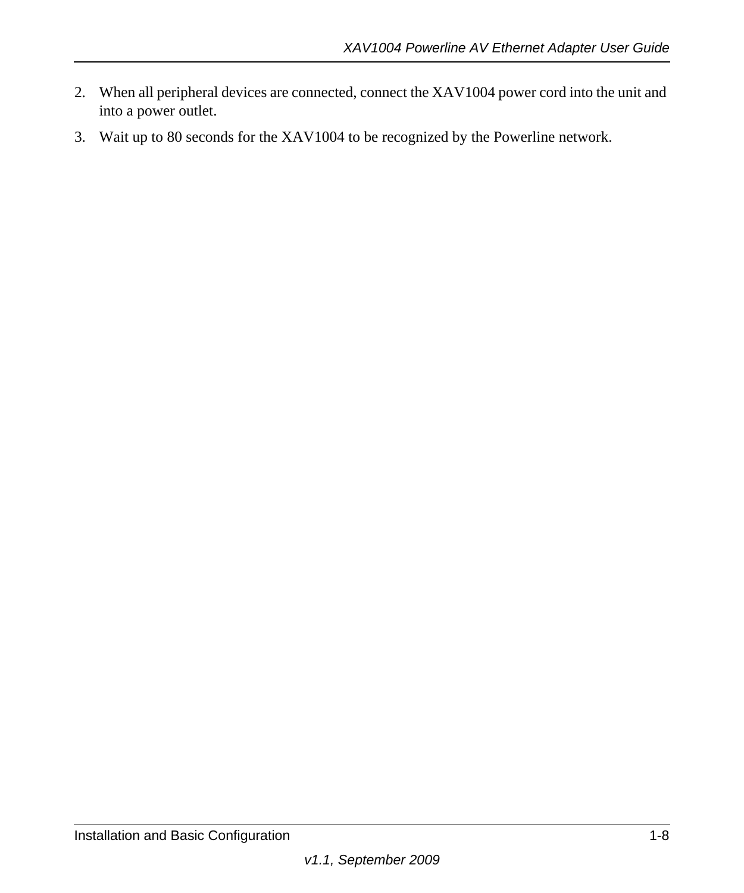2. When all peripheral devices are connected, connect the XAV1004 power cord into the unit and into a power outlet.
3. Wait up to 80 seconds for the XAV1004 to be recognized by the Powerline network.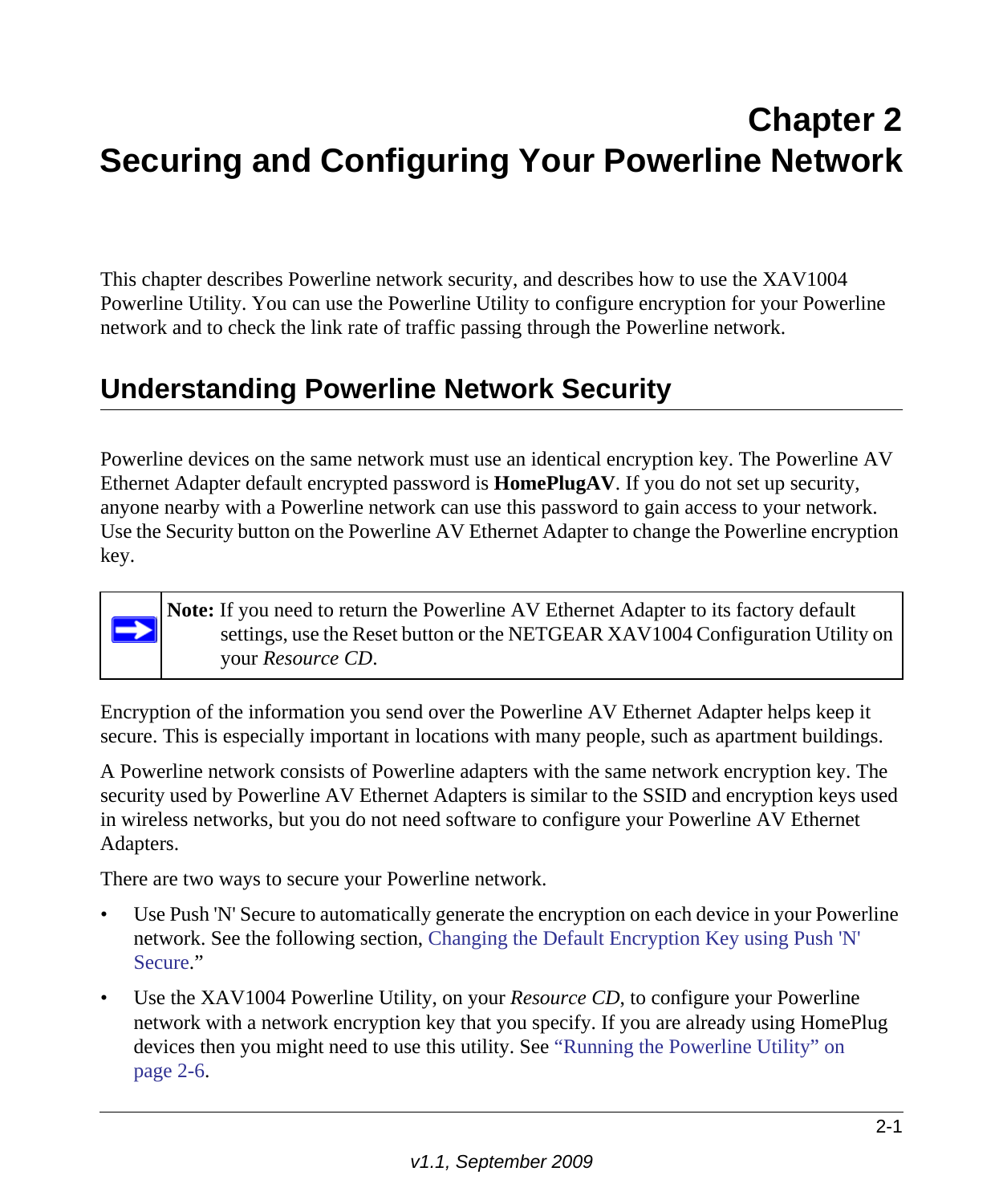# Chapter 2
# Securing and Configuring Your Powerline Network

This chapter describes Powerline network security, and describes how to use the XAV1004 Powerline Utility. You can use the Powerline Utility to configure encryption for your Powerline network and to check the link rate of traffic passing through the Powerline network.

## Understanding Powerline Network Security

Powerline devices on the same network must use an identical encryption key. The Powerline AV Ethernet Adapter default encrypted password is **HomePlugAV**. If you do not set up security, anyone nearby with a Powerline network can use this password to gain access to your network. Use the Security button on the Powerline AV Ethernet Adapter to change the Powerline encryption key.

> **Note:** If you need to return the Powerline AV Ethernet Adapter to its factory default settings, use the Reset button or the NETGEAR XAV1004 Configuration Utility on your *Resource CD*.

Encryption of the information you send over the Powerline AV Ethernet Adapter helps keep it secure. This is especially important in locations with many people, such as apartment buildings.

A Powerline network consists of Powerline adapters with the same network encryption key. The security used by Powerline AV Ethernet Adapters is similar to the SSID and encryption keys used in wireless networks, but you do not need software to configure your Powerline AV Ethernet Adapters.

There are two ways to secure your Powerline network.

- Use Push 'N' Secure to automatically generate the encryption on each device in your Powerline network. See the following section, Changing the Default Encryption Key using Push 'N' Secure."
- Use the XAV1004 Powerline Utility, on your *Resource CD*, to configure your Powerline network with a network encryption key that you specify. If you are already using HomePlug devices then you might need to use this utility. See "Running the Powerline Utility" on page 2-6.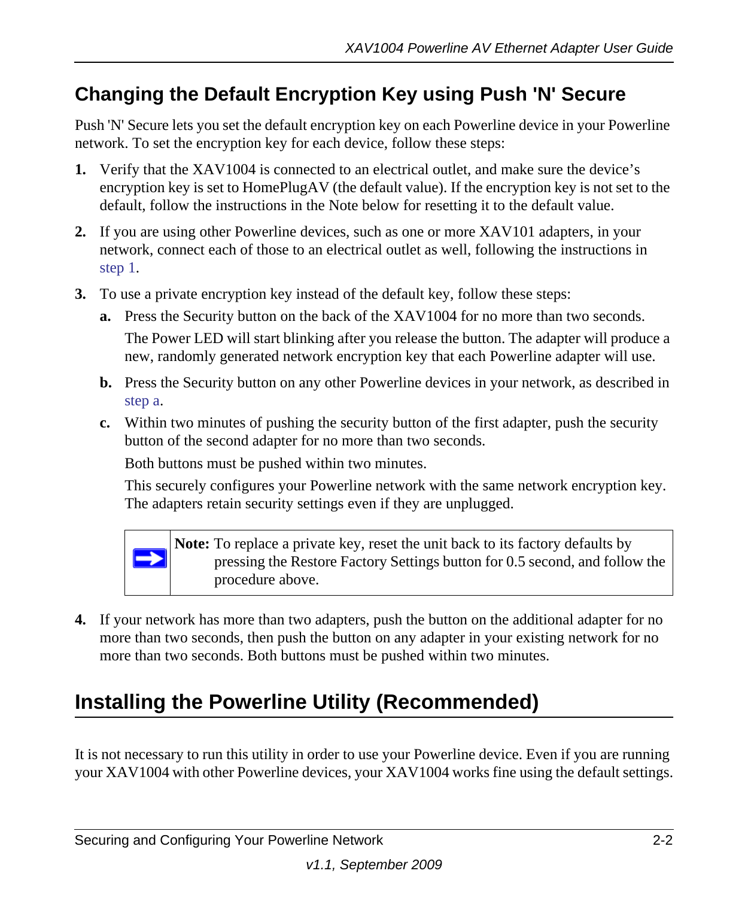## Changing the Default Encryption Key using Push 'N' Secure

Push 'N' Secure lets you set the default encryption key on each Powerline device in your Powerline network. To set the encryption key for each device, follow these steps:

1. Verify that the XAV1004 is connected to an electrical outlet, and make sure the device's encryption key is set to HomePlugAV (the default value). If the encryption key is not set to the default, follow the instructions in the Note below for resetting it to the default value.
2. If you are using other Powerline devices, such as one or more XAV101 adapters, in your network, connect each of those to an electrical outlet as well, following the instructions in step 1.
3. To use a private encryption key instead of the default key, follow these steps:
   a. Press the Security button on the back of the XAV1004 for no more than two seconds.

      The Power LED will start blinking after you release the button. The adapter will produce a new, randomly generated network encryption key that each Powerline adapter will use.
   b. Press the Security button on any other Powerline devices in your network, as described in step a.
   c. Within two minutes of pushing the security button of the first adapter, push the security button of the second adapter for no more than two seconds.

      Both buttons must be pushed within two minutes.

      This securely configures your Powerline network with the same network encryption key. The adapters retain security settings even if they are unplugged.

   > **Note:** To replace a private key, reset the unit back to its factory defaults by pressing the Restore Factory Settings button for 0.5 second, and follow the procedure above.

4. If your network has more than two adapters, push the button on the additional adapter for no more than two seconds, then push the button on any adapter in your existing network for no more than two seconds. Both buttons must be pushed within two minutes.

## Installing the Powerline Utility (Recommended)

It is not necessary to run this utility in order to use your Powerline device. Even if you are running your XAV1004 with other Powerline devices, your XAV1004 works fine using the default settings.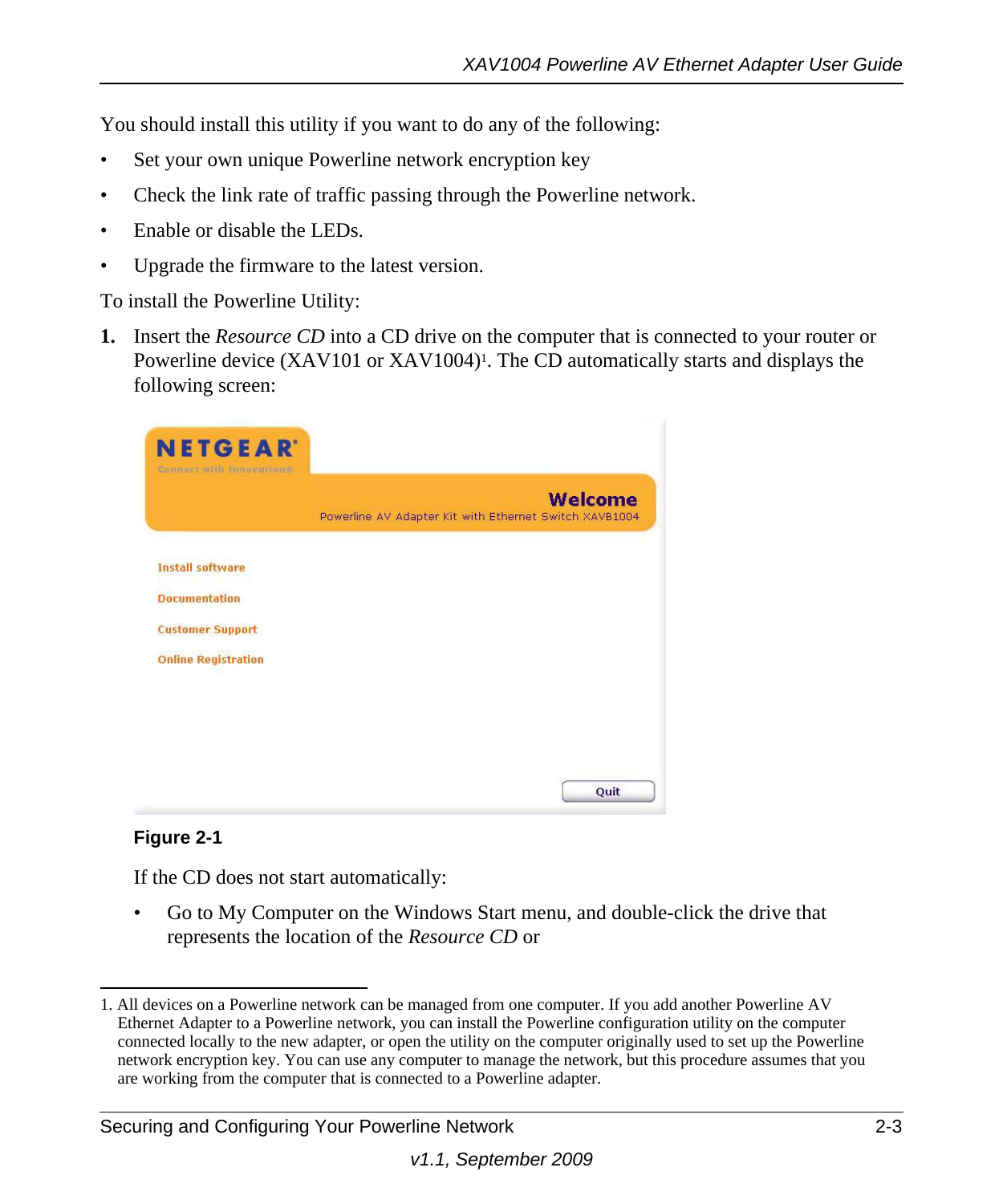You should install this utility if you want to do any of the following:

- Set your own unique Powerline network encryption key
- Check the link rate of traffic passing through the Powerline network.
- Enable or disable the LEDs.
- Upgrade the firmware to the latest version.

To install the Powerline Utility:

1. Insert the *Resource CD* into a CD drive on the computer that is connected to your router or Powerline device (XAV101 or XAV1004)[1]. The CD automatically starts and displays the following screen:

**Figure 2-1**

If the CD does not start automatically:

- Go to My Computer on the Windows Start menu, and double-click the drive that represents the location of the *Resource CD* or

1. All devices on a Powerline network can be managed from one computer. If you add another Powerline AV Ethernet Adapter to a Powerline network, you can install the Powerline configuration utility on the computer connected locally to the new adapter, or open the utility on the computer originally used to set up the Powerline network encryption key. You can use any computer to manage the network, but this procedure assumes that you are working from the computer that is connected to a Powerline adapter.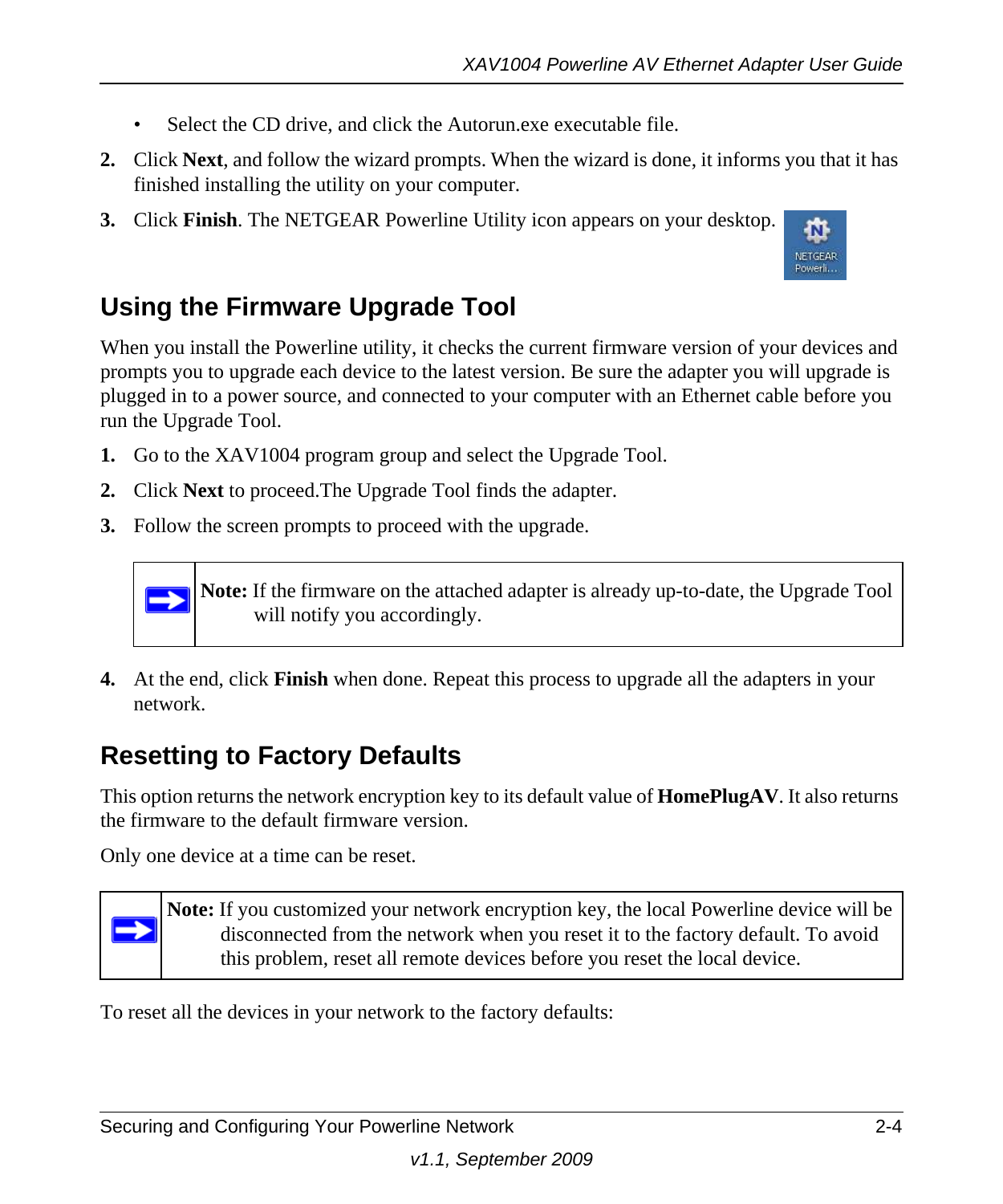- Select the CD drive, and click the Autorun.exe executable file.

2. Click **Next**, and follow the wizard prompts. When the wizard is done, it informs you that it has finished installing the utility on your computer.
3. Click **Finish**. The NETGEAR Powerline Utility icon appears on your desktop.

## Using the Firmware Upgrade Tool

When you install the Powerline utility, it checks the current firmware version of your devices and prompts you to upgrade each device to the latest version. Be sure the adapter you will upgrade is plugged in to a power source, and connected to your computer with an Ethernet cable before you run the Upgrade Tool.

1. Go to the XAV1004 program group and select the Upgrade Tool.
2. Click **Next** to proceed.The Upgrade Tool finds the adapter.
3. Follow the screen prompts to proceed with the upgrade.

> **Note:** If the firmware on the attached adapter is already up-to-date, the Upgrade Tool will notify you accordingly.

4. At the end, click **Finish** when done. Repeat this process to upgrade all the adapters in your network.

## Resetting to Factory Defaults

This option returns the network encryption key to its default value of **HomePlugAV**. It also returns the firmware to the default firmware version.

Only one device at a time can be reset.

> **Note:** If you customized your network encryption key, the local Powerline device will be disconnected from the network when you reset it to the factory default. To avoid this problem, reset all remote devices before you reset the local device.

To reset all the devices in your network to the factory defaults: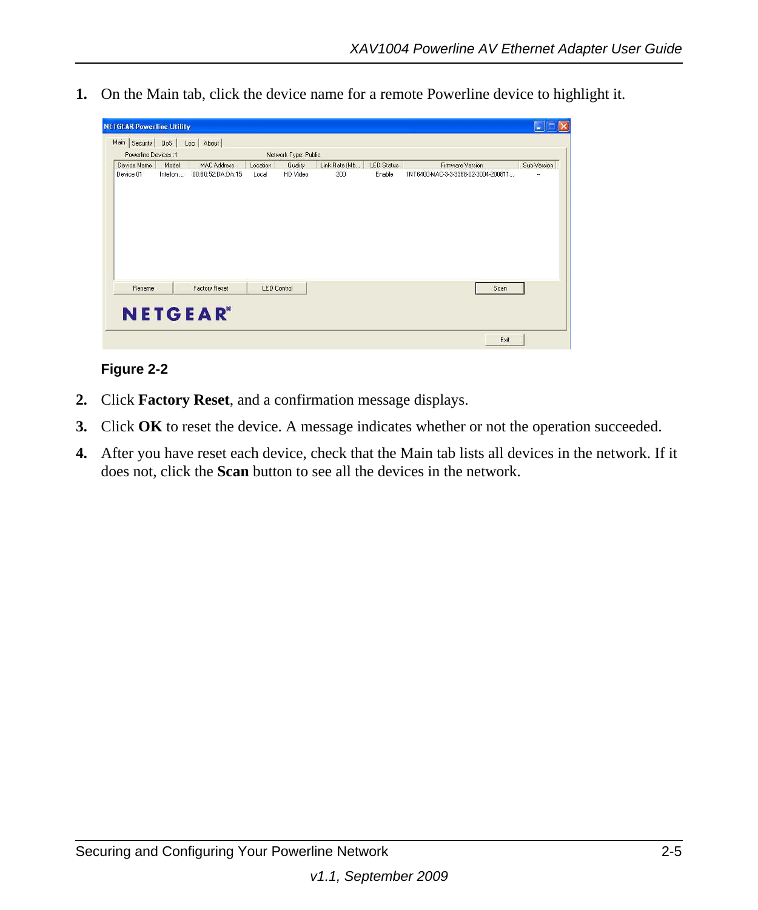1. On the Main tab, click the device name for a remote Powerline device to highlight it.

**Figure 2-2**

2. Click **Factory Reset**, and a confirmation message displays.
3. Click **OK** to reset the device. A message indicates whether or not the operation succeeded.
4. After you have reset each device, check that the Main tab lists all devices in the network. If it does not, click the **Scan** button to see all the devices in the network.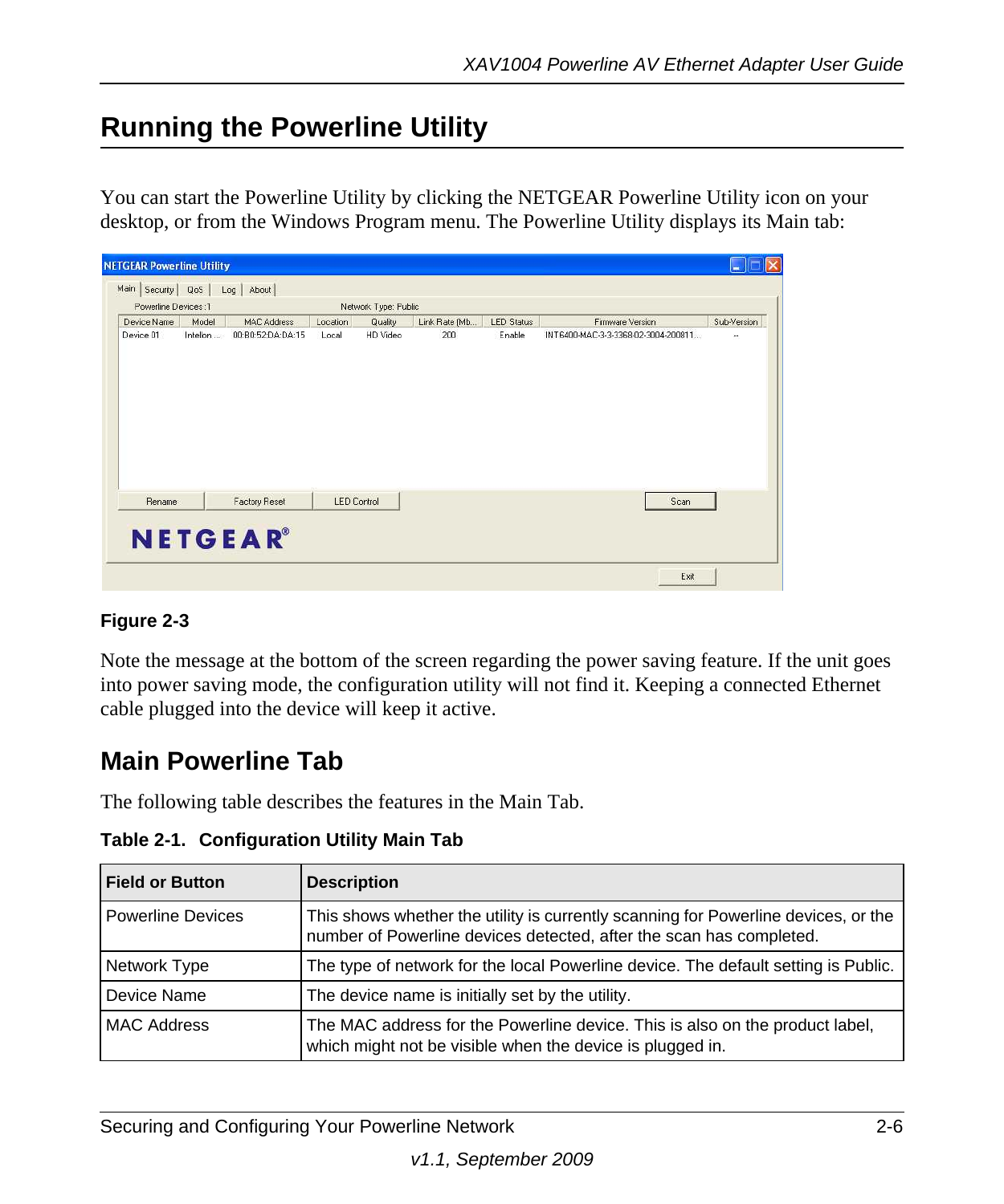# Running the Powerline Utility

You can start the Powerline Utility by clicking the NETGEAR Powerline Utility icon on your desktop, or from the Windows Program menu. The Powerline Utility displays its Main tab:

**Figure 2-3**

Note the message at the bottom of the screen regarding the power saving feature. If the unit goes into power saving mode, the configuration utility will not find it. Keeping a connected Ethernet cable plugged into the device will keep it active.

## Main Powerline Tab

The following table describes the features in the Main Tab.

**Table 2-1. Configuration Utility Main Tab**

| Field or Button | Description |
| --- | --- |
| Powerline Devices | This shows whether the utility is currently scanning for Powerline devices, or the number of Powerline devices detected, after the scan has completed. |
| Network Type | The type of network for the local Powerline device. The default setting is Public. |
| Device Name | The device name is initially set by the utility. |
| MAC Address | The MAC address for the Powerline device. This is also on the product label, which might not be visible when the device is plugged in. |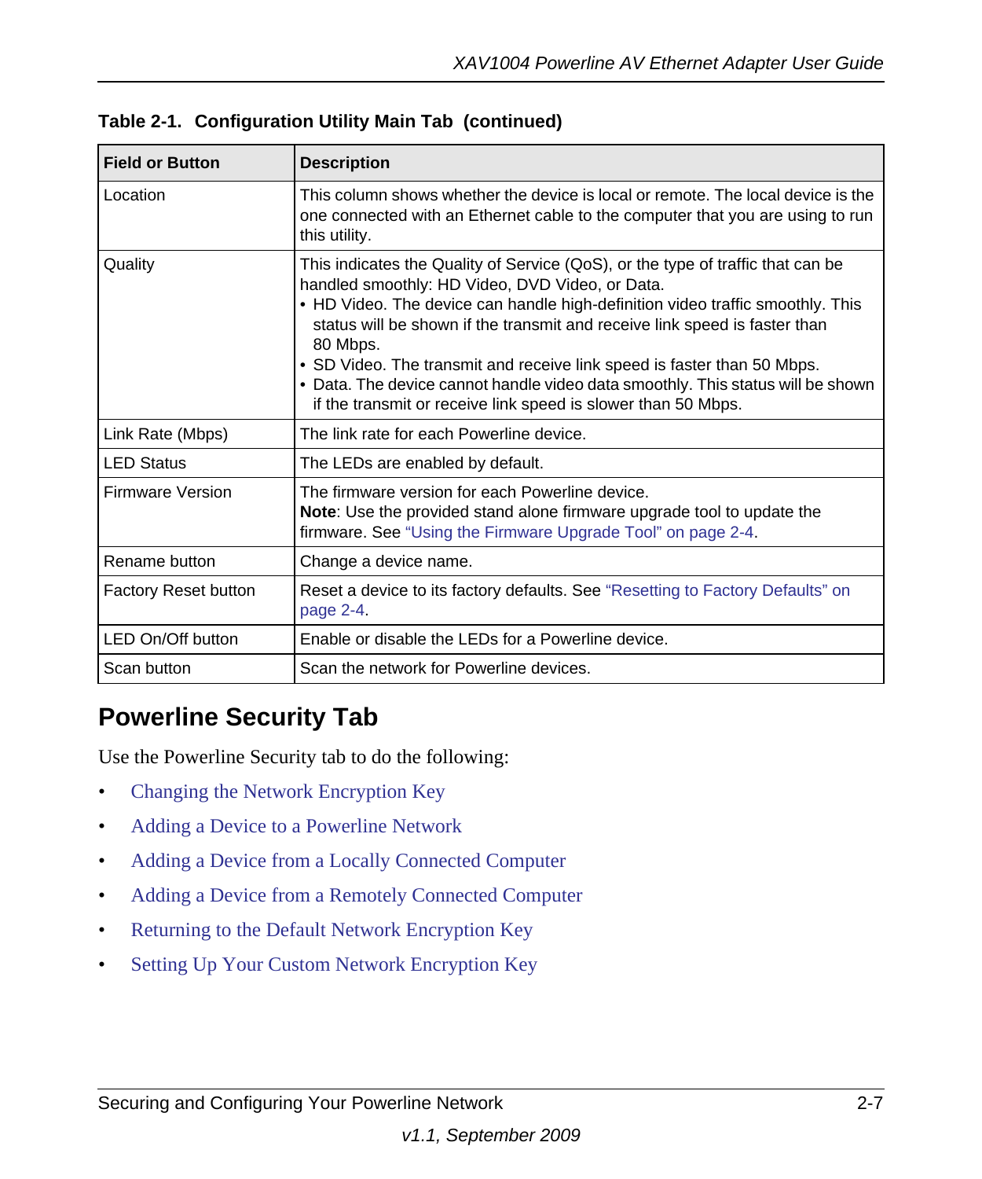**Table 2-1. Configuration Utility Main Tab (continued)**

| Field or Button | Description |
|---|---|
| Location | This column shows whether the device is local or remote. The local device is the one connected with an Ethernet cable to the computer that you are using to run this utility. |
| Quality | This indicates the Quality of Service (QoS), or the type of traffic that can be handled smoothly: HD Video, DVD Video, or Data.<br>• HD Video. The device can handle high-definition video traffic smoothly. This status will be shown if the transmit and receive link speed is faster than 80 Mbps.<br>• SD Video. The transmit and receive link speed is faster than 50 Mbps.<br>• Data. The device cannot handle video data smoothly. This status will be shown if the transmit or receive link speed is slower than 50 Mbps. |
| Link Rate (Mbps) | The link rate for each Powerline device. |
| LED Status | The LEDs are enabled by default. |
| Firmware Version | The firmware version for each Powerline device.<br>**Note**: Use the provided stand alone firmware upgrade tool to update the firmware. See "Using the Firmware Upgrade Tool" on page 2-4. |
| Rename button | Change a device name. |
| Factory Reset button | Reset a device to its factory defaults. See "Resetting to Factory Defaults" on page 2-4. |
| LED On/Off button | Enable or disable the LEDs for a Powerline device. |
| Scan button | Scan the network for Powerline devices. |

## Powerline Security Tab

Use the Powerline Security tab to do the following:

- Changing the Network Encryption Key
- Adding a Device to a Powerline Network
- Adding a Device from a Locally Connected Computer
- Adding a Device from a Remotely Connected Computer
- Returning to the Default Network Encryption Key
- Setting Up Your Custom Network Encryption Key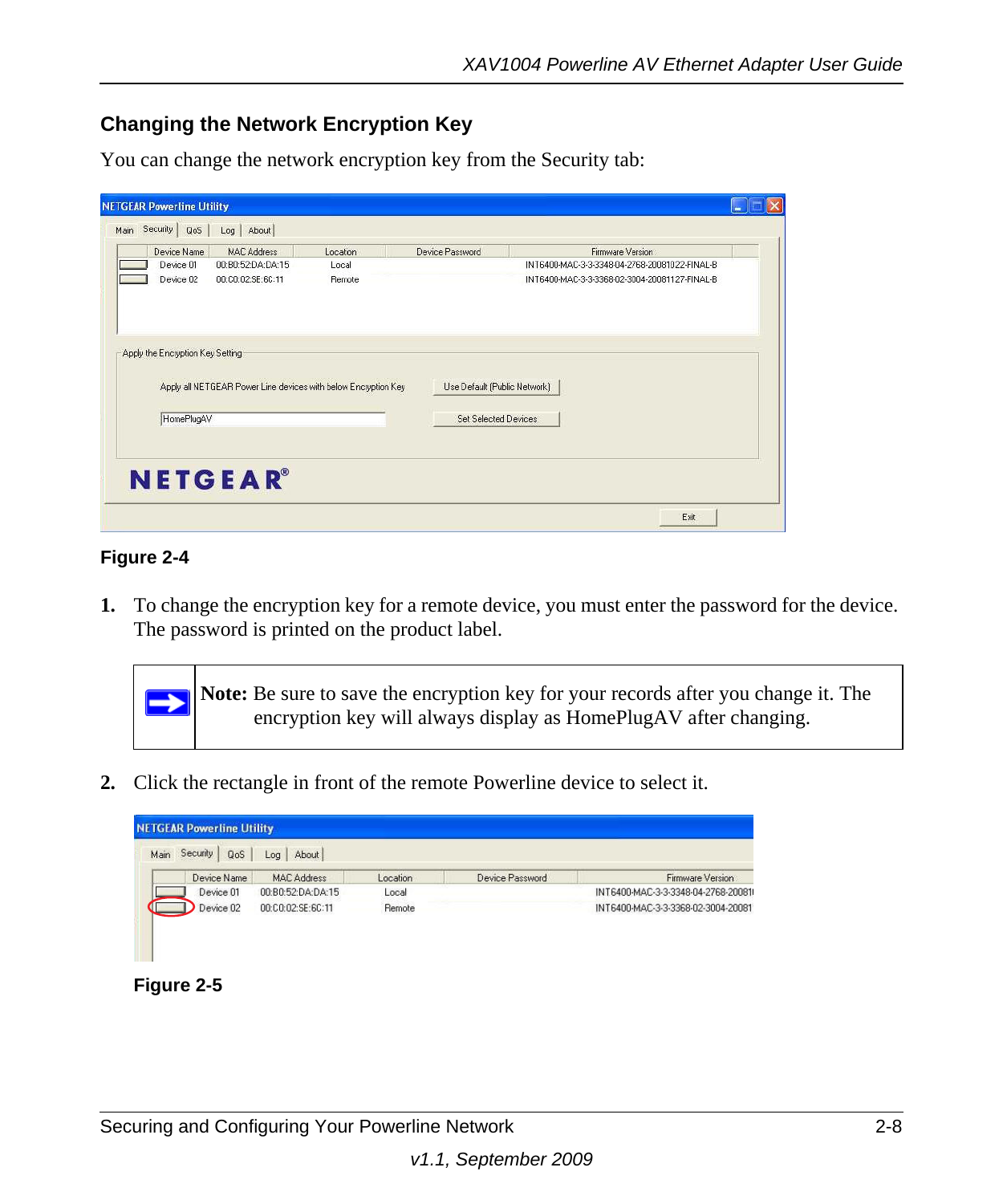## Changing the Network Encryption Key

You can change the network encryption key from the Security tab:

**Figure 2-4**

1. To change the encryption key for a remote device, you must enter the password for the device. The password is printed on the product label.

> **Note:** Be sure to save the encryption key for your records after you change it. The encryption key will always display as HomePlugAV after changing.

2. Click the rectangle in front of the remote Powerline device to select it.

**Figure 2-5**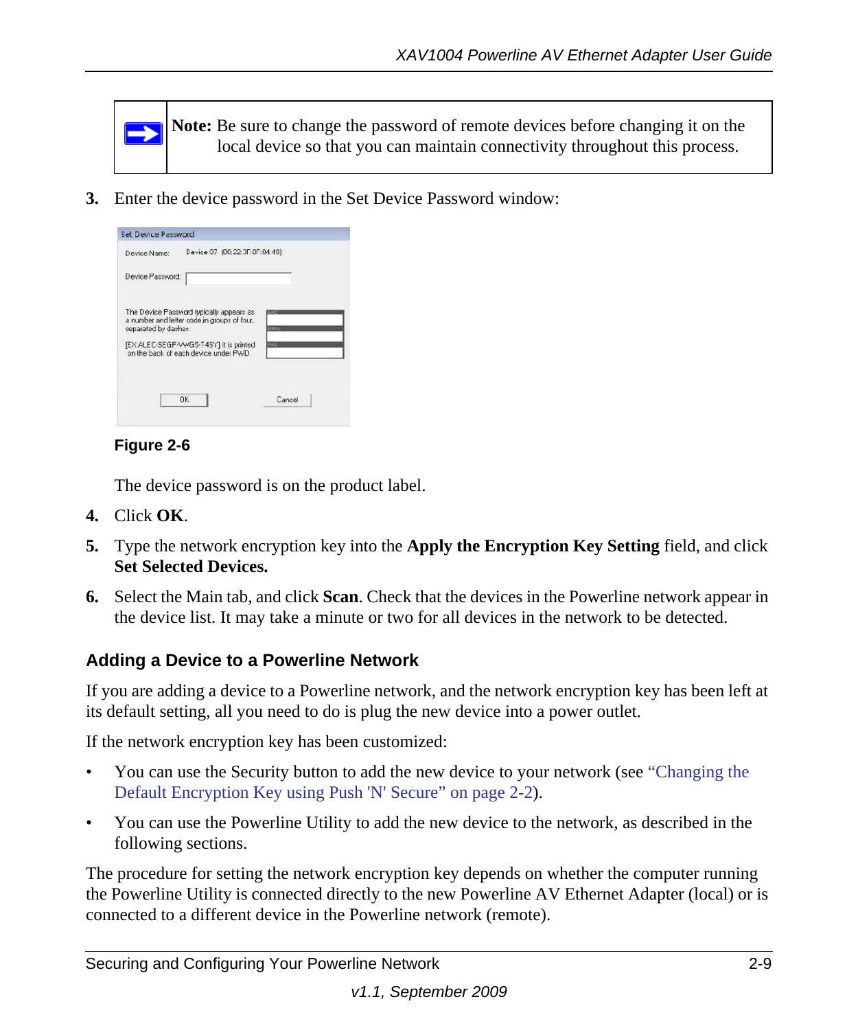> **Note:** Be sure to change the password of remote devices before changing it on the local device so that you can maintain connectivity throughout this process.

3. Enter the device password in the Set Device Password window:

**Figure 2-6**

The device password is on the product label.

4. Click **OK**.

5. Type the network encryption key into the **Apply the Encryption Key Setting** field, and click **Set Selected Devices.**

6. Select the Main tab, and click **Scan**. Check that the devices in the Powerline network appear in the device list. It may take a minute or two for all devices in the network to be detected.

### Adding a Device to a Powerline Network

If you are adding a device to a Powerline network, and the network encryption key has been left at its default setting, all you need to do is plug the new device into a power outlet.

If the network encryption key has been customized:

- You can use the Security button to add the new device to your network (see "Changing the Default Encryption Key using Push 'N' Secure" on page 2-2).
- You can use the Powerline Utility to add the new device to the network, as described in the following sections.

The procedure for setting the network encryption key depends on whether the computer running the Powerline Utility is connected directly to the new Powerline AV Ethernet Adapter (local) or is connected to a different device in the Powerline network (remote).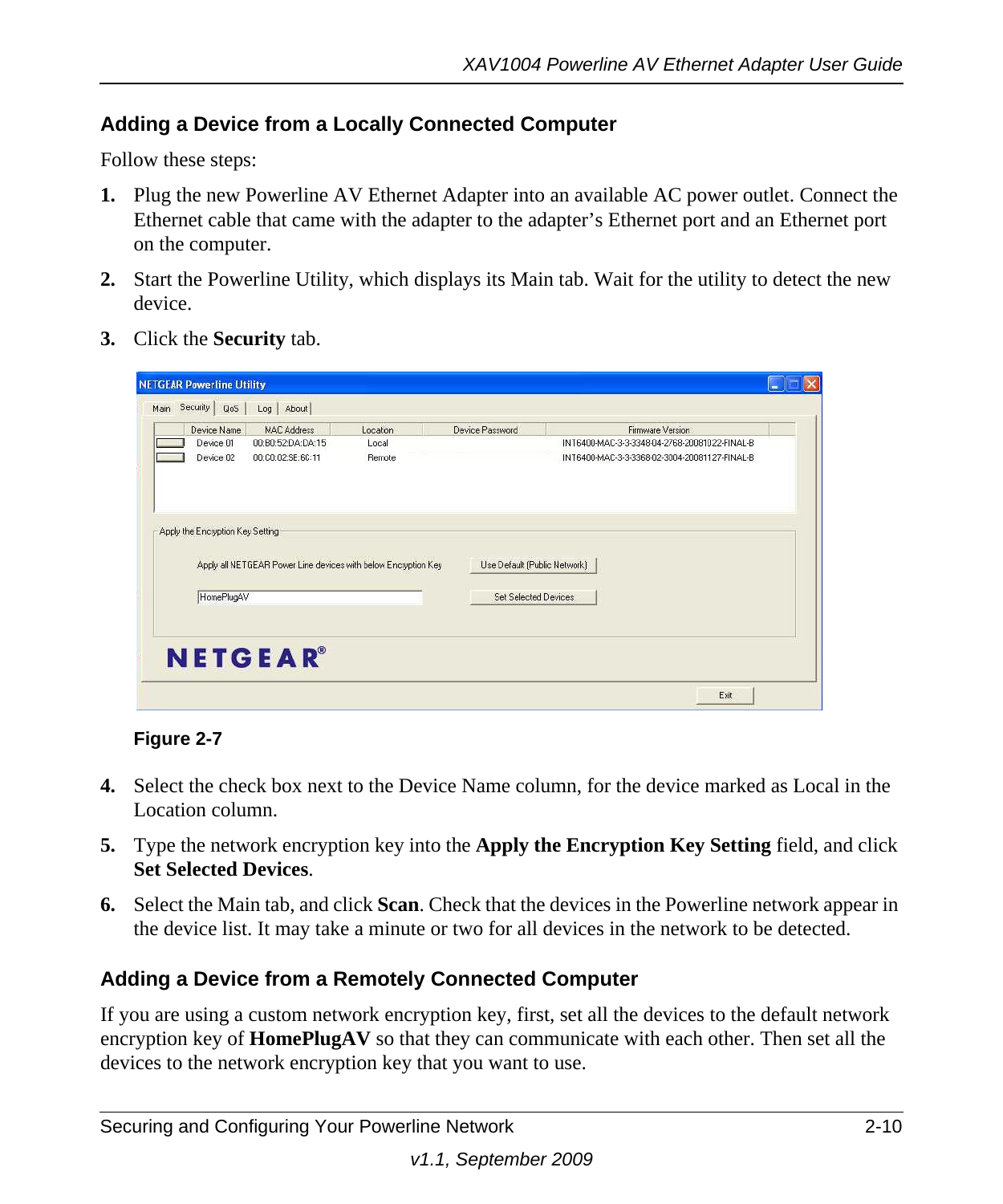### Adding a Device from a Locally Connected Computer

Follow these steps:

1. Plug the new Powerline AV Ethernet Adapter into an available AC power outlet. Connect the Ethernet cable that came with the adapter to the adapter's Ethernet port and an Ethernet port on the computer.
2. Start the Powerline Utility, which displays its Main tab. Wait for the utility to detect the new device.
3. Click the **Security** tab.

**Figure 2-7**

4. Select the check box next to the Device Name column, for the device marked as Local in the Location column.
5. Type the network encryption key into the **Apply the Encryption Key Setting** field, and click **Set Selected Devices**.
6. Select the Main tab, and click **Scan**. Check that the devices in the Powerline network appear in the device list. It may take a minute or two for all devices in the network to be detected.

### Adding a Device from a Remotely Connected Computer

If you are using a custom network encryption key, first, set all the devices to the default network encryption key of **HomePlugAV** so that they can communicate with each other. Then set all the devices to the network encryption key that you want to use.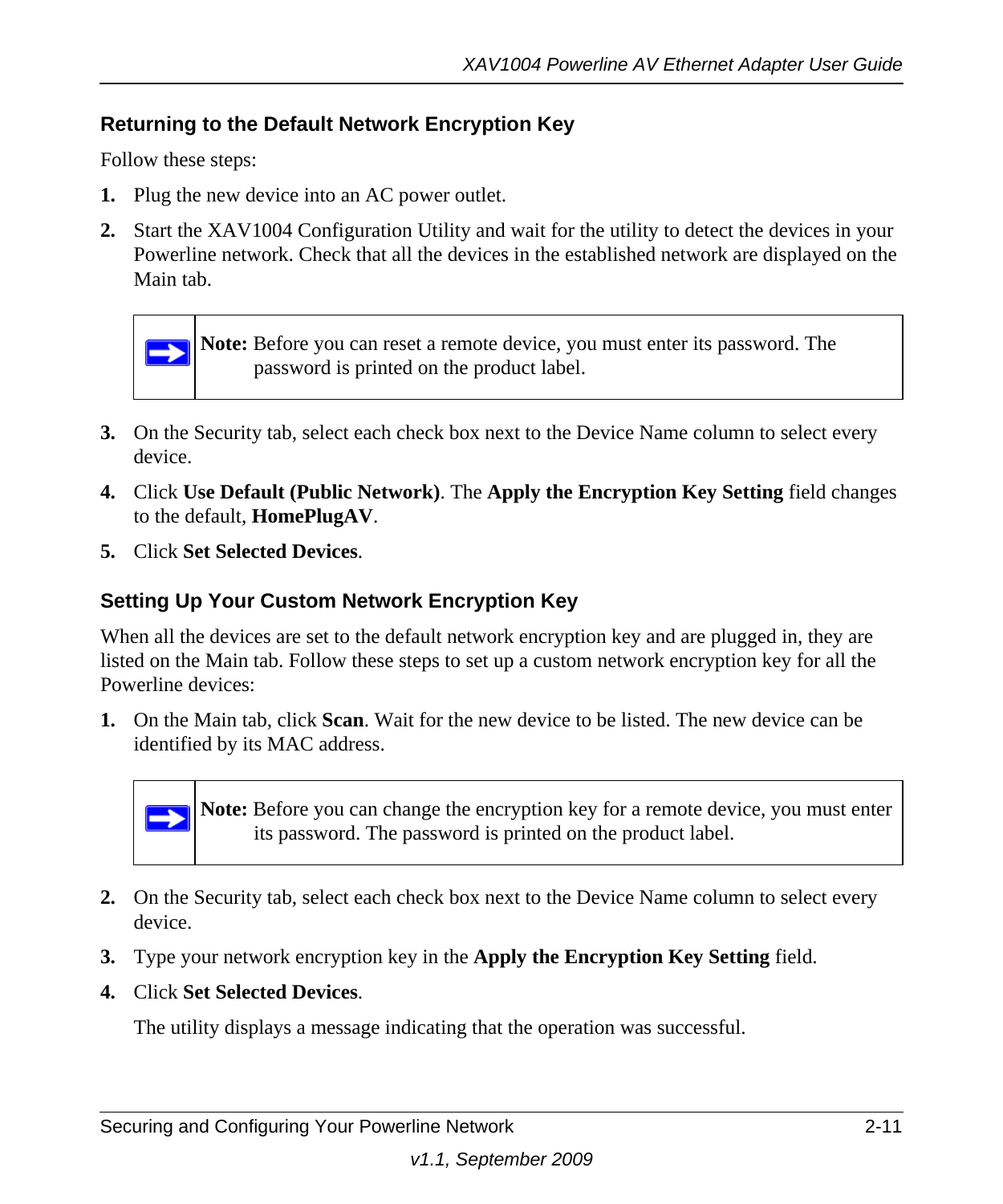### Returning to the Default Network Encryption Key

Follow these steps:

1. Plug the new device into an AC power outlet.
2. Start the XAV1004 Configuration Utility and wait for the utility to detect the devices in your Powerline network. Check that all the devices in the established network are displayed on the Main tab.

> **Note:** Before you can reset a remote device, you must enter its password. The password is printed on the product label.

3. On the Security tab, select each check box next to the Device Name column to select every device.
4. Click **Use Default (Public Network)**. The **Apply the Encryption Key Setting** field changes to the default, **HomePlugAV**.
5. Click **Set Selected Devices**.

### Setting Up Your Custom Network Encryption Key

When all the devices are set to the default network encryption key and are plugged in, they are listed on the Main tab. Follow these steps to set up a custom network encryption key for all the Powerline devices:

1. On the Main tab, click **Scan**. Wait for the new device to be listed. The new device can be identified by its MAC address.

> **Note:** Before you can change the encryption key for a remote device, you must enter its password. The password is printed on the product label.

2. On the Security tab, select each check box next to the Device Name column to select every device.
3. Type your network encryption key in the **Apply the Encryption Key Setting** field.
4. Click **Set Selected Devices**.

   The utility displays a message indicating that the operation was successful.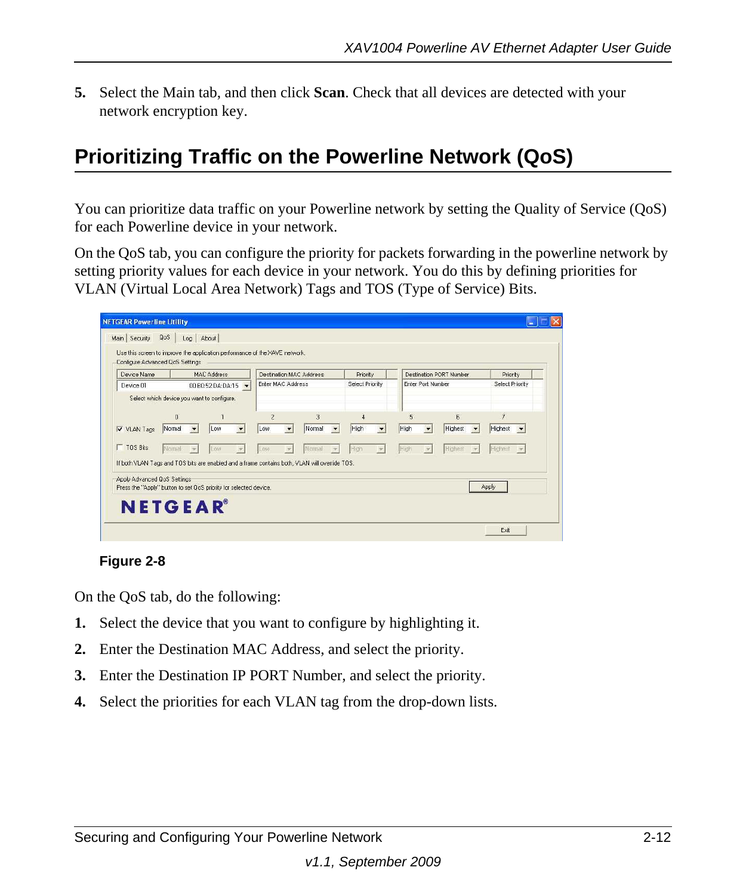5. Select the Main tab, and then click **Scan**. Check that all devices are detected with your network encryption key.

## Prioritizing Traffic on the Powerline Network (QoS)

You can prioritize data traffic on your Powerline network by setting the Quality of Service (QoS) for each Powerline device in your network.

On the QoS tab, you can configure the priority for packets forwarding in the powerline network by setting priority values for each device in your network. You do this by defining priorities for VLAN (Virtual Local Area Network) Tags and TOS (Type of Service) Bits.

**Figure 2-8**

On the QoS tab, do the following:

1. Select the device that you want to configure by highlighting it.
2. Enter the Destination MAC Address, and select the priority.
3. Enter the Destination IP PORT Number, and select the priority.
4. Select the priorities for each VLAN tag from the drop-down lists.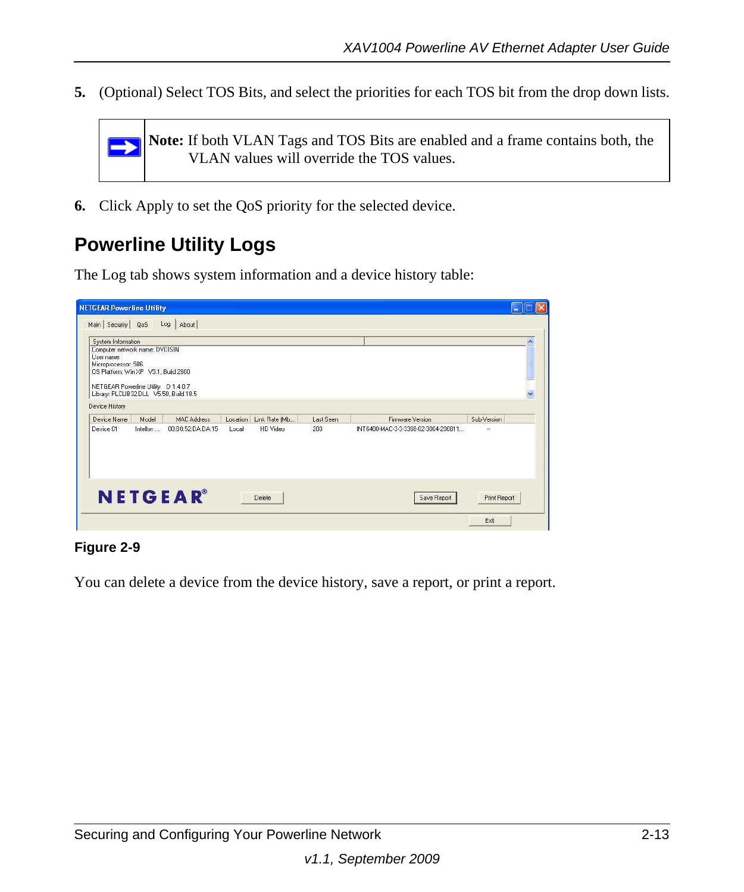5. (Optional) Select TOS Bits, and select the priorities for each TOS bit from the drop down lists.

> **Note:** If both VLAN Tags and TOS Bits are enabled and a frame contains both, the VLAN values will override the TOS values.

6. Click Apply to set the QoS priority for the selected device.

## Powerline Utility Logs

The Log tab shows system information and a device history table:

**Figure 2-9**

You can delete a device from the device history, save a report, or print a report.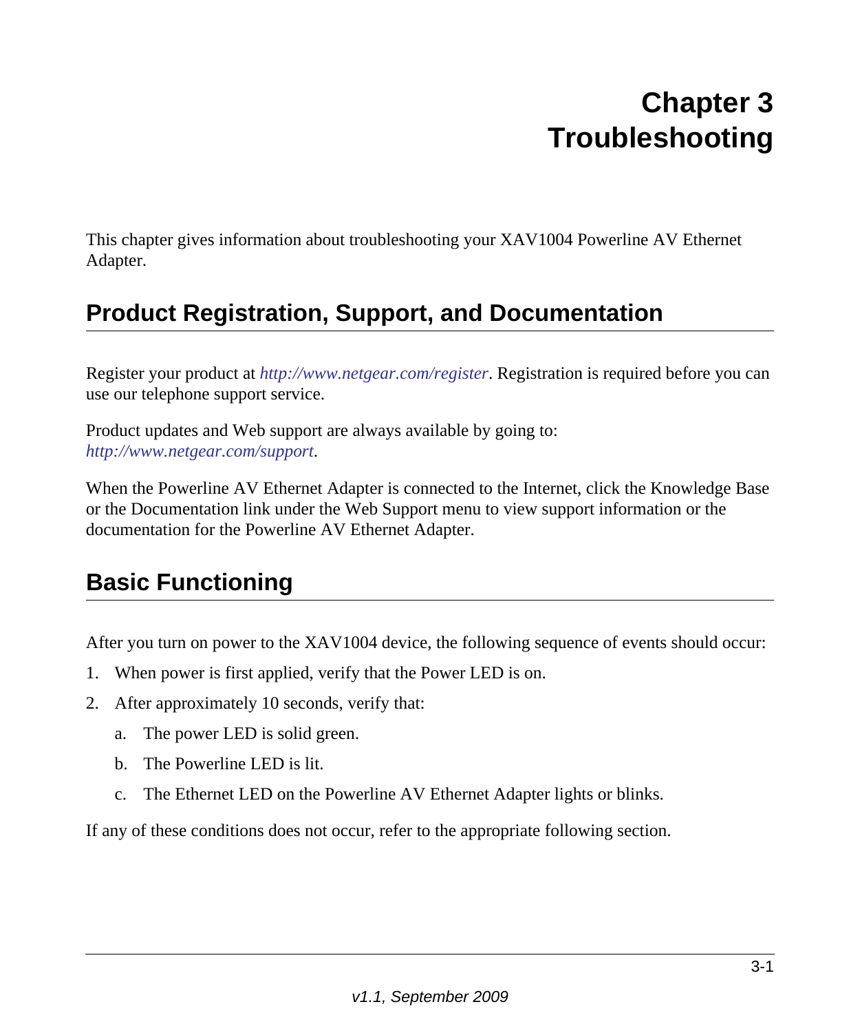# Chapter 3 Troubleshooting

This chapter gives information about troubleshooting your XAV1004 Powerline AV Ethernet Adapter.

## Product Registration, Support, and Documentation

Register your product at *http://www.netgear.com/register*. Registration is required before you can use our telephone support service.

Product updates and Web support are always available by going to: *http://www.netgear.com/support*.

When the Powerline AV Ethernet Adapter is connected to the Internet, click the Knowledge Base or the Documentation link under the Web Support menu to view support information or the documentation for the Powerline AV Ethernet Adapter.

## Basic Functioning

After you turn on power to the XAV1004 device, the following sequence of events should occur:

1. When power is first applied, verify that the Power LED is on.
2. After approximately 10 seconds, verify that:
   a. The power LED is solid green.
   b. The Powerline LED is lit.
   c. The Ethernet LED on the Powerline AV Ethernet Adapter lights or blinks.

If any of these conditions does not occur, refer to the appropriate following section.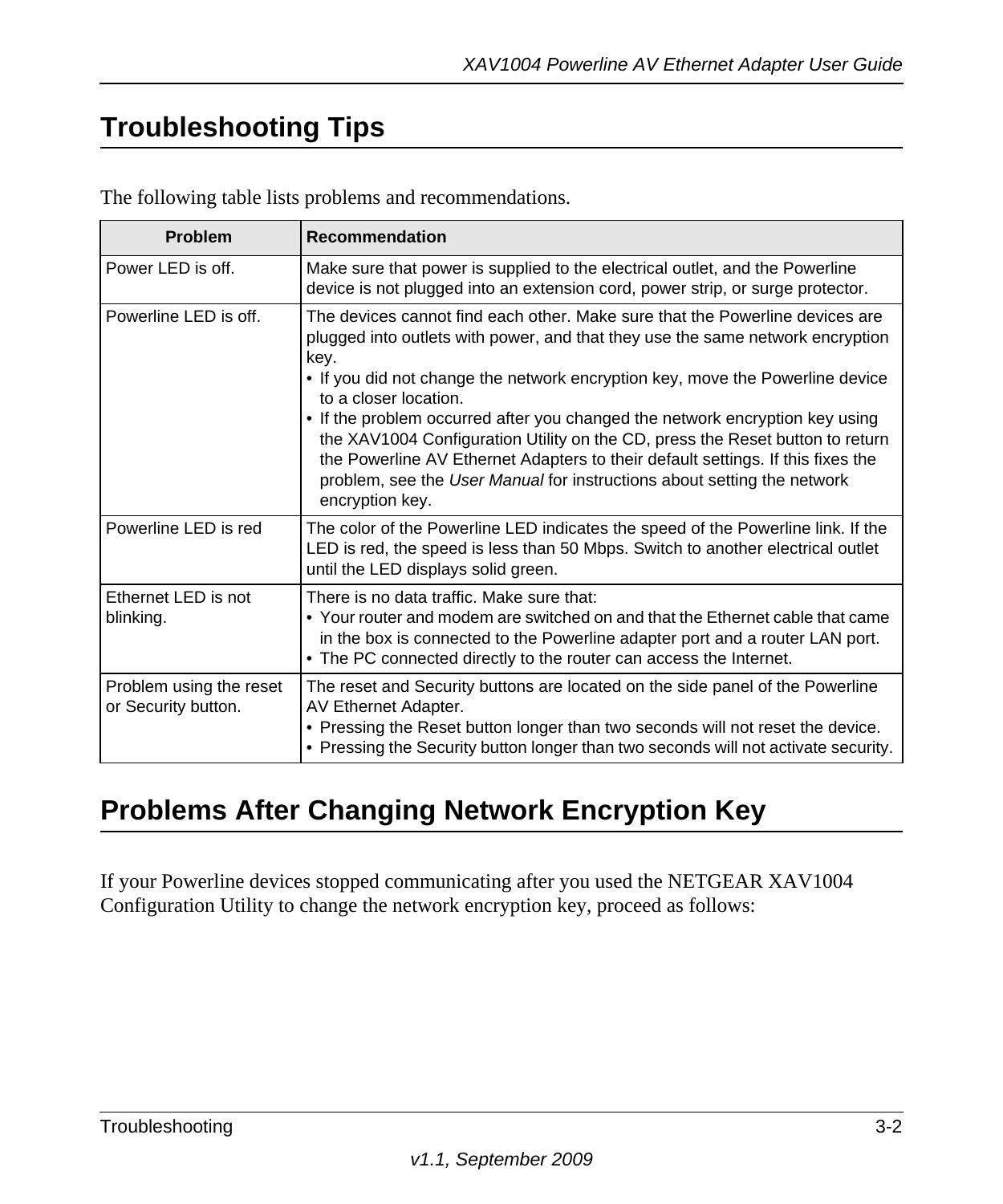# Troubleshooting Tips

The following table lists problems and recommendations.

| Problem | Recommendation |
|---|---|
| Power LED is off. | Make sure that power is supplied to the electrical outlet, and the Powerline device is not plugged into an extension cord, power strip, or surge protector. |
| Powerline LED is off. | The devices cannot find each other. Make sure that the Powerline devices are plugged into outlets with power, and that they use the same network encryption key.<br>• If you did not change the network encryption key, move the Powerline device to a closer location.<br>• If the problem occurred after you changed the network encryption key using the XAV1004 Configuration Utility on the CD, press the Reset button to return the Powerline AV Ethernet Adapters to their default settings. If this fixes the problem, see the *User Manual* for instructions about setting the network encryption key. |
| Powerline LED is red | The color of the Powerline LED indicates the speed of the Powerline link. If the LED is red, the speed is less than 50 Mbps. Switch to another electrical outlet until the LED displays solid green. |
| Ethernet LED is not blinking. | There is no data traffic. Make sure that:<br>• Your router and modem are switched on and that the Ethernet cable that came in the box is connected to the Powerline adapter port and a router LAN port.<br>• The PC connected directly to the router can access the Internet. |
| Problem using the reset or Security button. | The reset and Security buttons are located on the side panel of the Powerline AV Ethernet Adapter.<br>• Pressing the Reset button longer than two seconds will not reset the device.<br>• Pressing the Security button longer than two seconds will not activate security. |

# Problems After Changing Network Encryption Key

If your Powerline devices stopped communicating after you used the NETGEAR XAV1004 Configuration Utility to change the network encryption key, proceed as follows: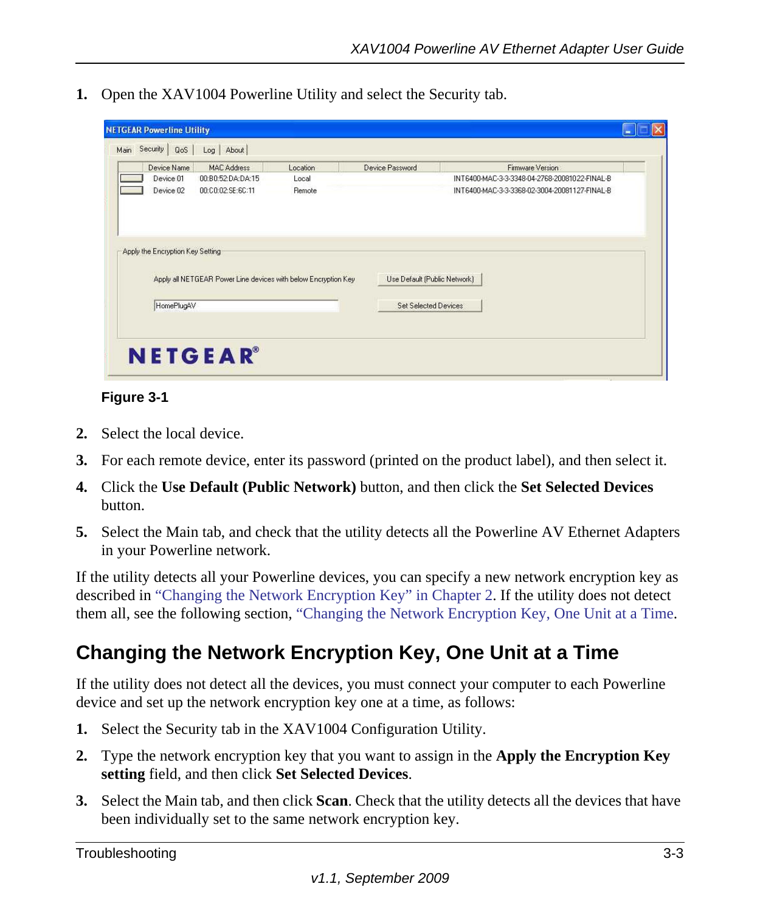1. Open the XAV1004 Powerline Utility and select the Security tab.

**Figure 3-1**

2. Select the local device.
3. For each remote device, enter its password (printed on the product label), and then select it.
4. Click the **Use Default (Public Network)** button, and then click the **Set Selected Devices** button.
5. Select the Main tab, and check that the utility detects all the Powerline AV Ethernet Adapters in your Powerline network.

If the utility detects all your Powerline devices, you can specify a new network encryption key as described in "Changing the Network Encryption Key" in Chapter 2. If the utility does not detect them all, see the following section, "Changing the Network Encryption Key, One Unit at a Time.

## Changing the Network Encryption Key, One Unit at a Time

If the utility does not detect all the devices, you must connect your computer to each Powerline device and set up the network encryption key one at a time, as follows:

1. Select the Security tab in the XAV1004 Configuration Utility.
2. Type the network encryption key that you want to assign in the **Apply the Encryption Key setting** field, and then click **Set Selected Devices**.
3. Select the Main tab, and then click **Scan**. Check that the utility detects all the devices that have been individually set to the same network encryption key.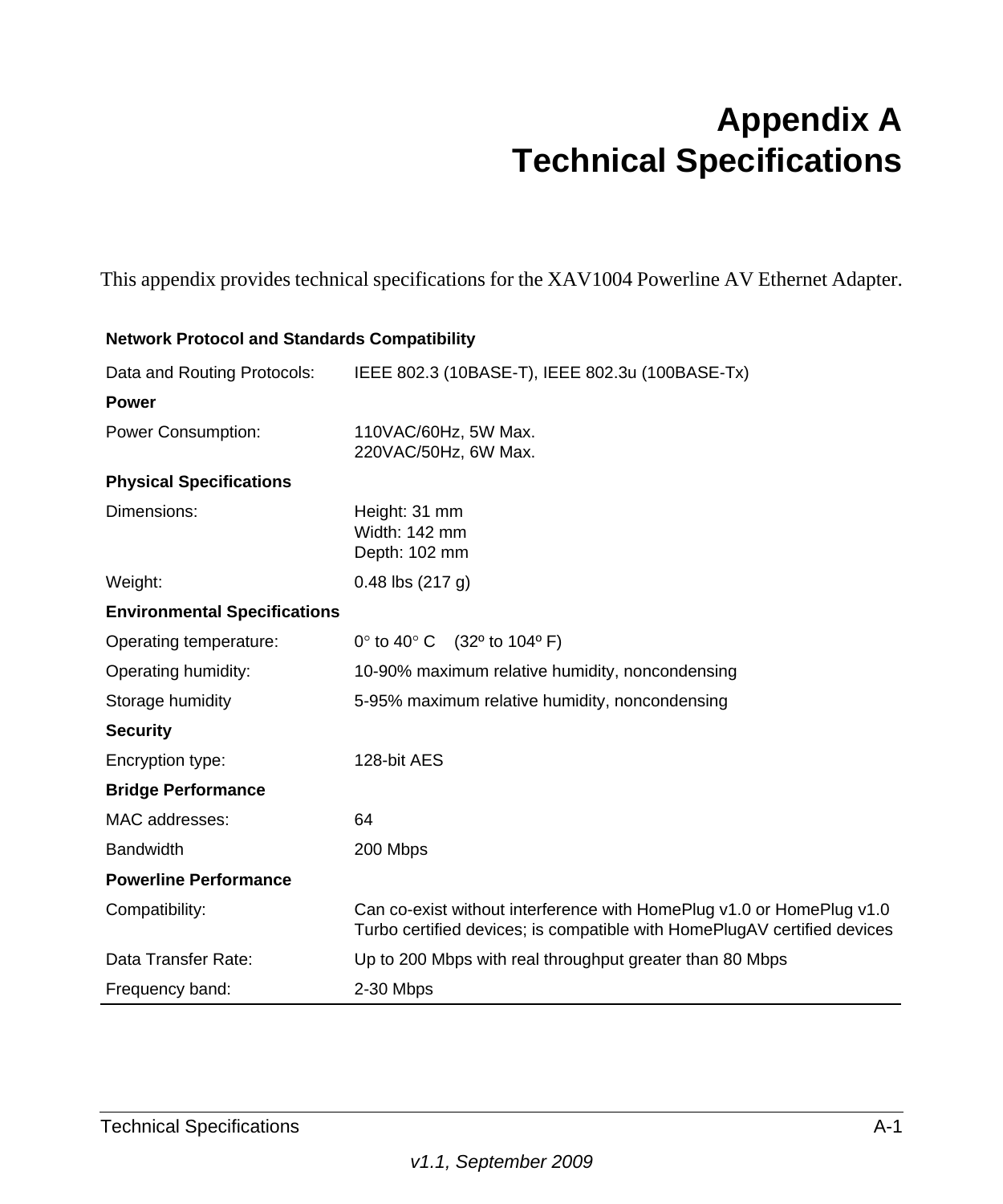# Appendix A
# Technical Specifications

This appendix provides technical specifications for the XAV1004 Powerline AV Ethernet Adapter.

| **Network Protocol and Standards Compatibility** | |
|---|---|
| Data and Routing Protocols: | IEEE 802.3 (10BASE-T), IEEE 802.3u (100BASE-Tx) |
| **Power** | |
| Power Consumption: | 110VAC/60Hz, 5W Max.<br>220VAC/50Hz, 6W Max. |
| **Physical Specifications** | |
| Dimensions: | Height: 31 mm<br>Width: 142 mm<br>Depth: 102 mm |
| Weight: | 0.48 lbs (217 g) |
| **Environmental Specifications** | |
| Operating temperature: | 0° to 40° C (32º to 104º F) |
| Operating humidity: | 10-90% maximum relative humidity, noncondensing |
| Storage humidity | 5-95% maximum relative humidity, noncondensing |
| **Security** | |
| Encryption type: | 128-bit AES |
| **Bridge Performance** | |
| MAC addresses: | 64 |
| Bandwidth | 200 Mbps |
| **Powerline Performance** | |
| Compatibility: | Can co-exist without interference with HomePlug v1.0 or HomePlug v1.0 Turbo certified devices; is compatible with HomePlugAV certified devices |
| Data Transfer Rate: | Up to 200 Mbps with real throughput greater than 80 Mbps |
| Frequency band: | 2-30 Mbps |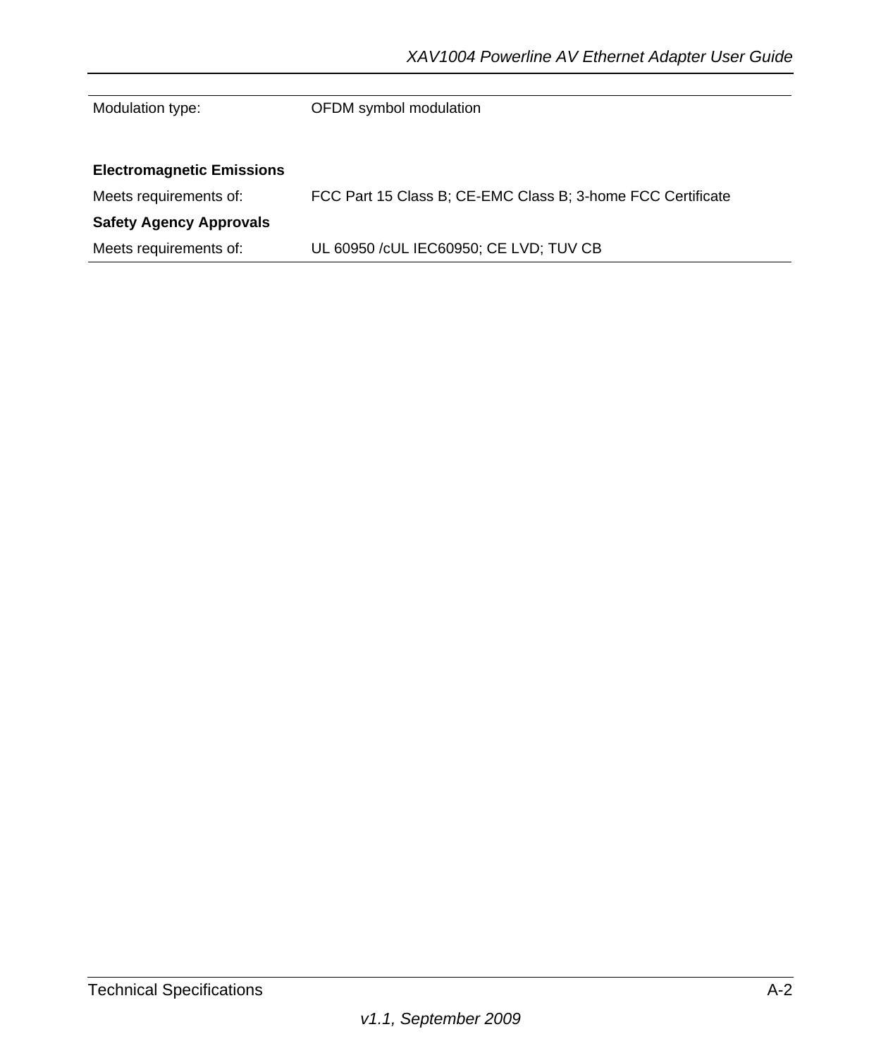| | |
|---|---|
| Modulation type: | OFDM symbol modulation |
| **Electromagnetic Emissions** | |
| Meets requirements of: | FCC Part 15 Class B; CE-EMC Class B; 3-home FCC Certificate |
| **Safety Agency Approvals** | |
| Meets requirements of: | UL 60950 /cUL IEC60950; CE LVD; TUV CB |